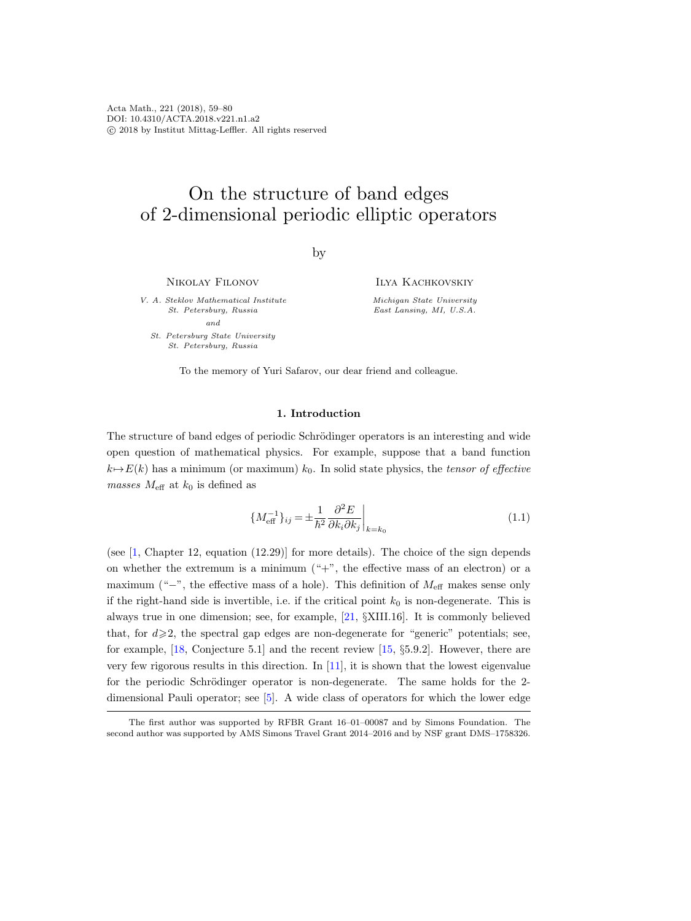Acta Math., 221 (2018), 59–80
DOI: 10.4310/ACTA.2018.v221.n1.a2
© 2018 by Institut Mittag-Leffler. All rights reserved

# On the structure of band edges of 2-dimensional periodic elliptic operators

by

Nikolay Filonov

*V. A. Steklov Mathematical Institute*
*St. Petersburg, Russia*
*and*
*St. Petersburg State University*
*St. Petersburg, Russia*

Ilya Kachkovskiy

*Michigan State University*
*East Lansing, MI, U.S.A.*

To the memory of Yuri Safarov, our dear friend and colleague.

## 1. Introduction

The structure of band edges of periodic Schrödinger operators is an interesting and wide open question of mathematical physics. For example, suppose that a band function $k \mapsto E(k)$ has a minimum (or maximum) $k_0$. In solid state physics, the *tensor of effective masses* $M_{\text{eff}}$ at $k_0$ is defined as

$$\{M_{\text{eff}}^{-1}\}_{ij} = \pm \frac{1}{\hbar^2} \frac{\partial^2 E}{\partial k_i \partial k_j}\bigg|_{k=k_0} \tag{1.1}$$

(see [1, Chapter 12, equation (12.29)] for more details). The choice of the sign depends on whether the extremum is a minimum ("+", the effective mass of an electron) or a maximum ("−", the effective mass of a hole). This definition of $M_{\text{eff}}$ makes sense only if the right-hand side is invertible, i.e. if the critical point $k_0$ is non-degenerate. This is always true in one dimension; see, for example, [21, §XIII.16]. It is commonly believed that, for $d \geqslant 2$, the spectral gap edges are non-degenerate for "generic" potentials; see, for example, [18, Conjecture 5.1] and the recent review [15, §5.9.2]. However, there are very few rigorous results in this direction. In [11], it is shown that the lowest eigenvalue for the periodic Schrödinger operator is non-degenerate. The same holds for the 2-dimensional Pauli operator; see [5]. A wide class of operators for which the lower edge

The first author was supported by RFBR Grant 16–01–00087 and by Simons Foundation. The second author was supported by AMS Simons Travel Grant 2014–2016 and by NSF grant DMS–1758326.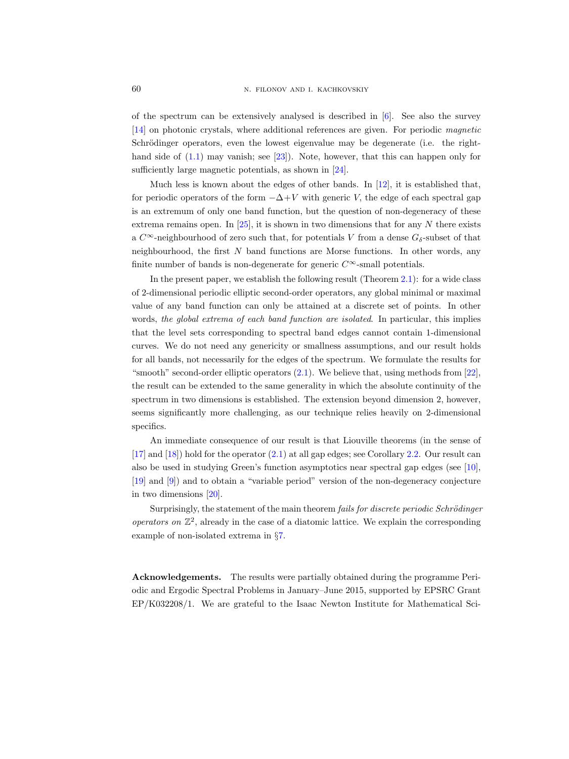of the spectrum can be extensively analysed is described in [6]. See also the survey [14] on photonic crystals, where additional references are given. For periodic *magnetic* Schrödinger operators, even the lowest eigenvalue may be degenerate (i.e. the right-hand side of (1.1) may vanish; see [23]). Note, however, that this can happen only for sufficiently large magnetic potentials, as shown in [24].

Much less is known about the edges of other bands. In [12], it is established that, for periodic operators of the form $-\Delta+V$ with generic $V$, the edge of each spectral gap is an extremum of only one band function, but the question of non-degeneracy of these extrema remains open. In [25], it is shown in two dimensions that for any $N$ there exists a $C^\infty$-neighbourhood of zero such that, for potentials $V$ from a dense $G_\delta$-subset of that neighbourhood, the first $N$ band functions are Morse functions. In other words, any finite number of bands is non-degenerate for generic $C^\infty$-small potentials.

In the present paper, we establish the following result (Theorem 2.1): for a wide class of 2-dimensional periodic elliptic second-order operators, any global minimal or maximal value of any band function can only be attained at a discrete set of points. In other words, *the global extrema of each band function are isolated*. In particular, this implies that the level sets corresponding to spectral band edges cannot contain 1-dimensional curves. We do not need any genericity or smallness assumptions, and our result holds for all bands, not necessarily for the edges of the spectrum. We formulate the results for "smooth" second-order elliptic operators (2.1). We believe that, using methods from [22], the result can be extended to the same generality in which the absolute continuity of the spectrum in two dimensions is established. The extension beyond dimension 2, however, seems significantly more challenging, as our technique relies heavily on 2-dimensional specifics.

An immediate consequence of our result is that Liouville theorems (in the sense of [17] and [18]) hold for the operator (2.1) at all gap edges; see Corollary 2.2. Our result can also be used in studying Green's function asymptotics near spectral gap edges (see [10], [19] and [9]) and to obtain a "variable period" version of the non-degeneracy conjecture in two dimensions [20].

Surprisingly, the statement of the main theorem *fails for discrete periodic Schrödinger operators on* $\mathbb{Z}^2$, already in the case of a diatomic lattice. We explain the corresponding example of non-isolated extrema in §7.

**Acknowledgements.** The results were partially obtained during the programme Periodic and Ergodic Spectral Problems in January–June 2015, supported by EPSRC Grant EP/K032208/1. We are grateful to the Isaac Newton Institute for Mathematical Sci-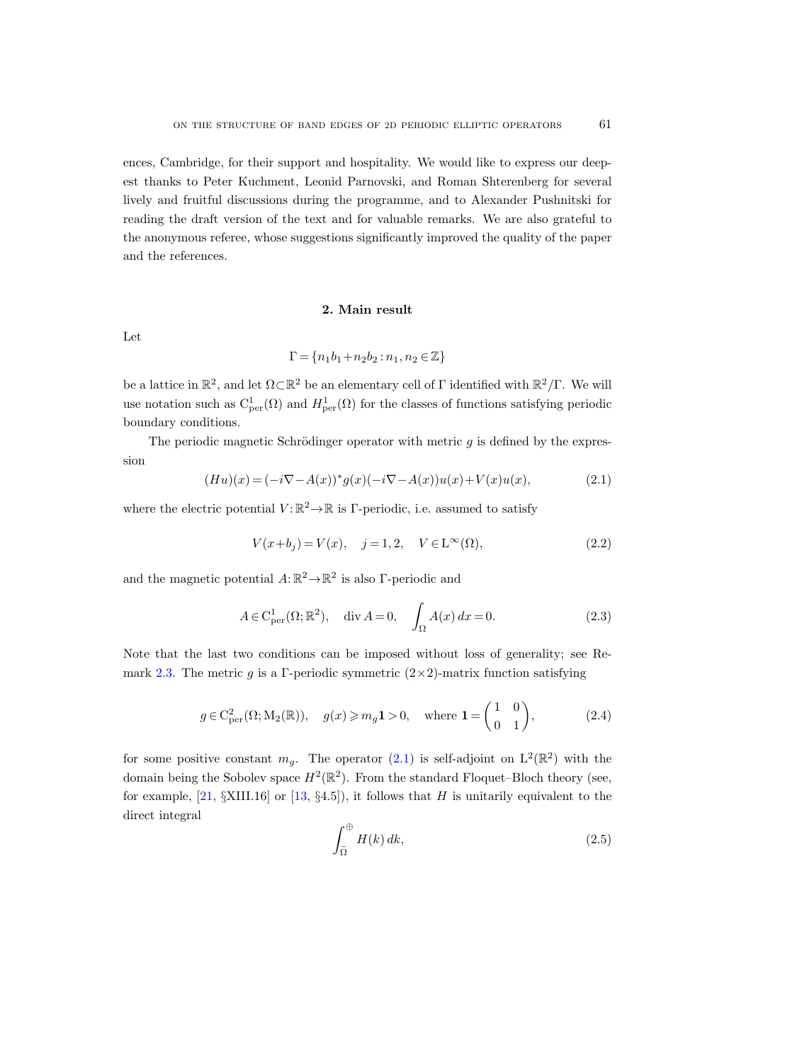ences, Cambridge, for their support and hospitality. We would like to express our deepest thanks to Peter Kuchment, Leonid Parnovski, and Roman Shterenberg for several lively and fruitful discussions during the programme, and to Alexander Pushnitski for reading the draft version of the text and for valuable remarks. We are also grateful to the anonymous referee, whose suggestions significantly improved the quality of the paper and the references.

## 2. Main result

Let

$$\Gamma = \{n_1 b_1 + n_2 b_2 : n_1, n_2 \in \mathbb{Z}\}$$

be a lattice in $\mathbb{R}^2$, and let $\Omega \subset \mathbb{R}^2$ be an elementary cell of $\Gamma$ identified with $\mathbb{R}^2/\Gamma$. We will use notation such as $\mathrm{C}^1_{\mathrm{per}}(\Omega)$ and $H^1_{\mathrm{per}}(\Omega)$ for the classes of functions satisfying periodic boundary conditions.

The periodic magnetic Schrödinger operator with metric $g$ is defined by the expression

$$(Hu)(x) = (-i\nabla - A(x))^* g(x)(-i\nabla - A(x))u(x) + V(x)u(x), \tag{2.1}$$

where the electric potential $V: \mathbb{R}^2 \to \mathbb{R}$ is $\Gamma$-periodic, i.e. assumed to satisfy

$$V(x+b_j) = V(x), \quad j = 1, 2, \quad V \in \mathrm{L}^\infty(\Omega), \tag{2.2}$$

and the magnetic potential $A: \mathbb{R}^2 \to \mathbb{R}^2$ is also $\Gamma$-periodic and

$$A \in \mathrm{C}^1_{\mathrm{per}}(\Omega; \mathbb{R}^2), \quad \operatorname{div} A = 0, \quad \int_\Omega A(x)\, dx = 0. \tag{2.3}$$

Note that the last two conditions can be imposed without loss of generality; see Remark 2.3. The metric $g$ is a $\Gamma$-periodic symmetric $(2\times 2)$-matrix function satisfying

$$g \in \mathrm{C}^2_{\mathrm{per}}(\Omega; \mathrm{M}_2(\mathbb{R})), \quad g(x) \geqslant m_g \mathbf{1} > 0, \quad \text{where } \mathbf{1} = \begin{pmatrix} 1 & 0 \\ 0 & 1 \end{pmatrix}, \tag{2.4}$$

for some positive constant $m_g$. The operator (2.1) is self-adjoint on $\mathrm{L}^2(\mathbb{R}^2)$ with the domain being the Sobolev space $H^2(\mathbb{R}^2)$. From the standard Floquet–Bloch theory (see, for example, [21, §XIII.16] or [13, §4.5]), it follows that $H$ is unitarily equivalent to the direct integral

$$\int_{\widetilde{\Omega}}^{\oplus} H(k)\, dk, \tag{2.5}$$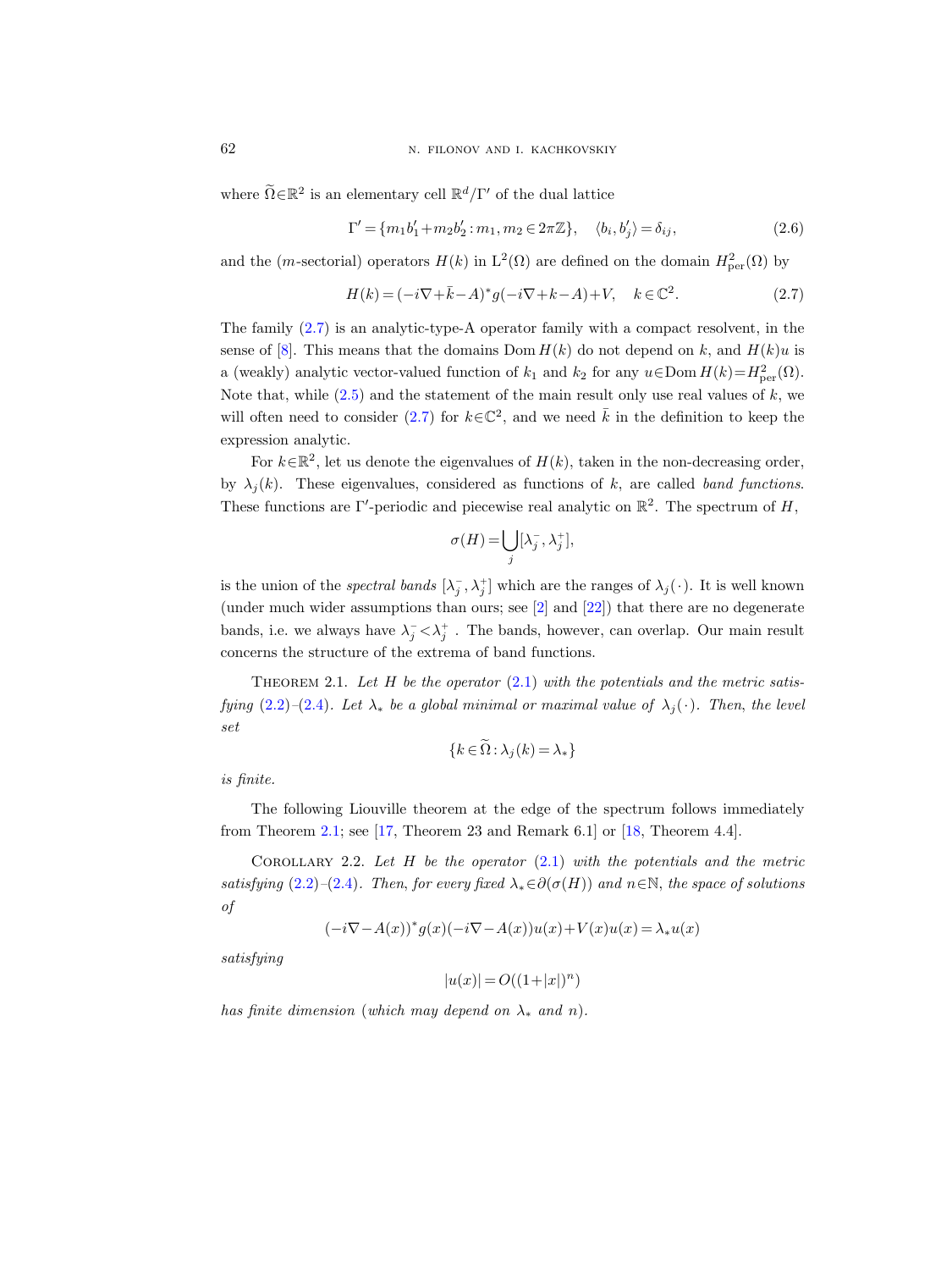where $\widetilde{\Omega}\in\mathbb{R}^2$ is an elementary cell $\mathbb{R}^d/\Gamma'$ of the dual lattice

$$\Gamma' = \{m_1 b_1' + m_2 b_2' : m_1, m_2 \in 2\pi\mathbb{Z}\}, \quad \langle b_i, b_j'\rangle = \delta_{ij}, \tag{2.6}$$

and the ($m$-sectorial) operators $H(k)$ in $\mathrm{L}^2(\Omega)$ are defined on the domain $H^2_{\mathrm{per}}(\Omega)$ by

$$H(k) = (-i\nabla + \bar{k} - A)^* g(-i\nabla + k - A) + V, \quad k \in \mathbb{C}^2. \tag{2.7}$$

The family (2.7) is an analytic-type-A operator family with a compact resolvent, in the sense of [8]. This means that the domains $\operatorname{Dom} H(k)$ do not depend on $k$, and $H(k)u$ is a (weakly) analytic vector-valued function of $k_1$ and $k_2$ for any $u \in \operatorname{Dom} H(k) = H^2_{\mathrm{per}}(\Omega)$. Note that, while (2.5) and the statement of the main result only use real values of $k$, we will often need to consider (2.7) for $k \in \mathbb{C}^2$, and we need $\bar{k}$ in the definition to keep the expression analytic.

For $k \in \mathbb{R}^2$, let us denote the eigenvalues of $H(k)$, taken in the non-decreasing order, by $\lambda_j(k)$. These eigenvalues, considered as functions of $k$, are called *band functions*. These functions are $\Gamma'$-periodic and piecewise real analytic on $\mathbb{R}^2$. The spectrum of $H$,

$$\sigma(H) = \bigcup_j [\lambda_j^-, \lambda_j^+],$$

is the union of the *spectral bands* $[\lambda_j^-, \lambda_j^+]$ which are the ranges of $\lambda_j(\cdot)$. It is well known (under much wider assumptions than ours; see [2] and [22]) that there are no degenerate bands, i.e. we always have $\lambda_j^- < \lambda_j^+$ . The bands, however, can overlap. Our main result concerns the structure of the extrema of band functions.

Theorem 2.1. *Let $H$ be the operator (2.1) with the potentials and the metric satisfying (2.2)–(2.4). Let $\lambda_*$ be a global minimal or maximal value of $\lambda_j(\cdot)$. Then, the level set*

$$\{k \in \widetilde{\Omega} : \lambda_j(k) = \lambda_*\}$$

*is finite.*

The following Liouville theorem at the edge of the spectrum follows immediately from Theorem 2.1; see [17, Theorem 23 and Remark 6.1] or [18, Theorem 4.4].

Corollary 2.2. *Let $H$ be the operator (2.1) with the potentials and the metric satisfying (2.2)–(2.4). Then, for every fixed $\lambda_* \in \partial(\sigma(H))$ and $n \in \mathbb{N}$, the space of solutions of*

$$(-i\nabla - A(x))^* g(x)(-i\nabla - A(x))u(x) + V(x)u(x) = \lambda_* u(x)$$

*satisfying*

$$|u(x)| = O((1+|x|)^n)$$

*has finite dimension (which may depend on $\lambda_*$ and $n$).*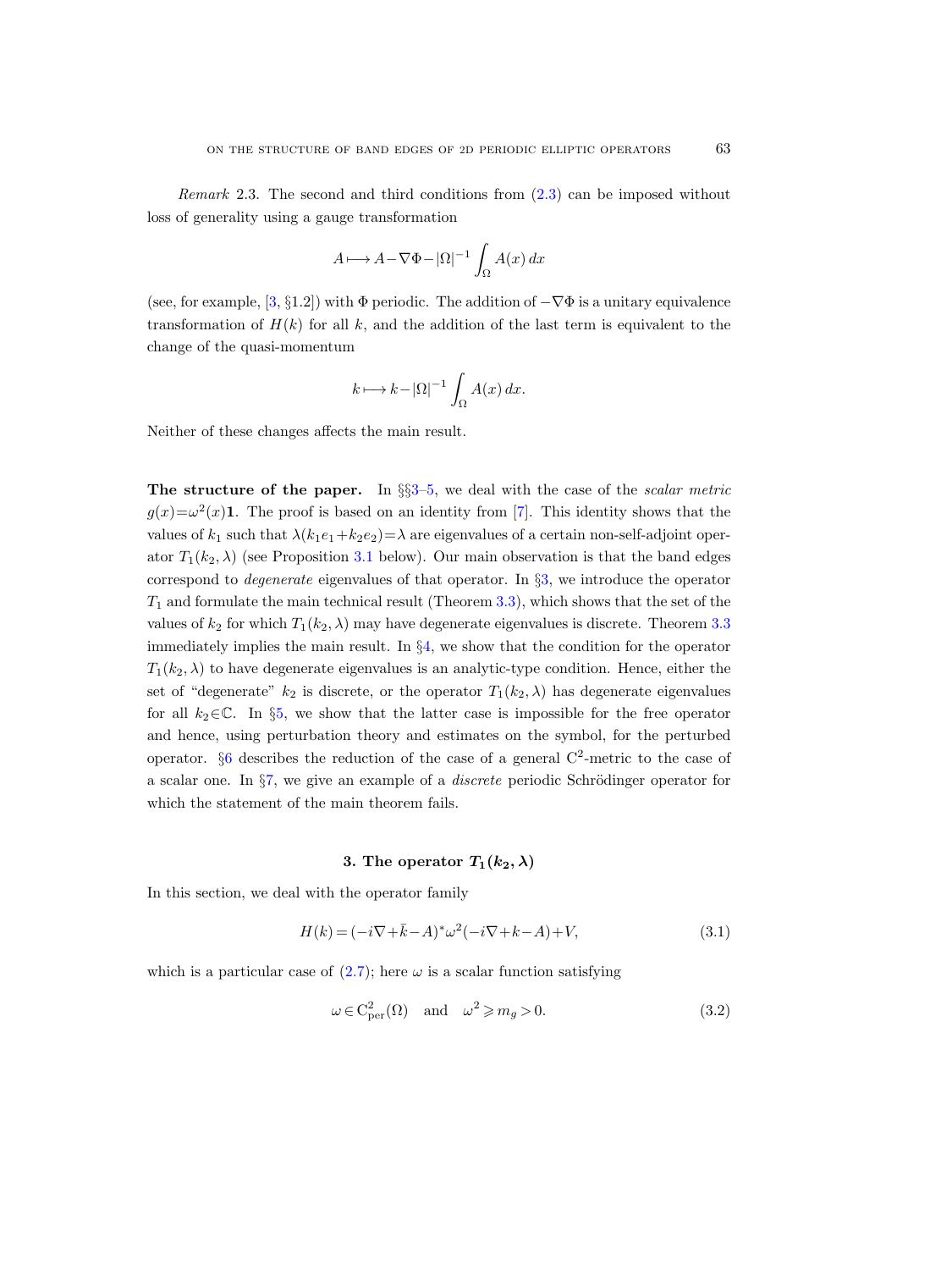*Remark* 2.3. The second and third conditions from (2.3) can be imposed without loss of generality using a gauge transformation

$$A \longmapsto A - \nabla\Phi - |\Omega|^{-1} \int_\Omega A(x)\, dx$$

(see, for example, [3, §1.2]) with $\Phi$ periodic. The addition of $-\nabla\Phi$ is a unitary equivalence transformation of $H(k)$ for all $k$, and the addition of the last term is equivalent to the change of the quasi-momentum

$$k \longmapsto k - |\Omega|^{-1} \int_\Omega A(x)\, dx.$$

Neither of these changes affects the main result.

**The structure of the paper.** In §§3–5, we deal with the case of the *scalar metric* $g(x) = \omega^2(x)\mathbf{1}$. The proof is based on an identity from [7]. This identity shows that the values of $k_1$ such that $\lambda(k_1 e_1 + k_2 e_2) = \lambda$ are eigenvalues of a certain non-self-adjoint operator $T_1(k_2, \lambda)$ (see Proposition 3.1 below). Our main observation is that the band edges correspond to *degenerate* eigenvalues of that operator. In §3, we introduce the operator $T_1$ and formulate the main technical result (Theorem 3.3), which shows that the set of the values of $k_2$ for which $T_1(k_2, \lambda)$ may have degenerate eigenvalues is discrete. Theorem 3.3 immediately implies the main result. In §4, we show that the condition for the operator $T_1(k_2, \lambda)$ to have degenerate eigenvalues is an analytic-type condition. Hence, either the set of "degenerate" $k_2$ is discrete, or the operator $T_1(k_2, \lambda)$ has degenerate eigenvalues for all $k_2 \in \mathbb{C}$. In §5, we show that the latter case is impossible for the free operator and hence, using perturbation theory and estimates on the symbol, for the perturbed operator. §6 describes the reduction of the case of a general $\mathrm{C}^2$-metric to the case of a scalar one. In §7, we give an example of a *discrete* periodic Schrödinger operator for which the statement of the main theorem fails.

## 3. The operator $T_1(k_2, \lambda)$

In this section, we deal with the operator family

$$H(k) = (-i\nabla + \bar{k} - A)^* \omega^2 (-i\nabla + k - A) + V, \tag{3.1}$$

which is a particular case of (2.7); here $\omega$ is a scalar function satisfying

$$\omega \in \mathrm{C}^2_{\mathrm{per}}(\Omega) \quad \text{and} \quad \omega^2 \geqslant m_g > 0. \tag{3.2}$$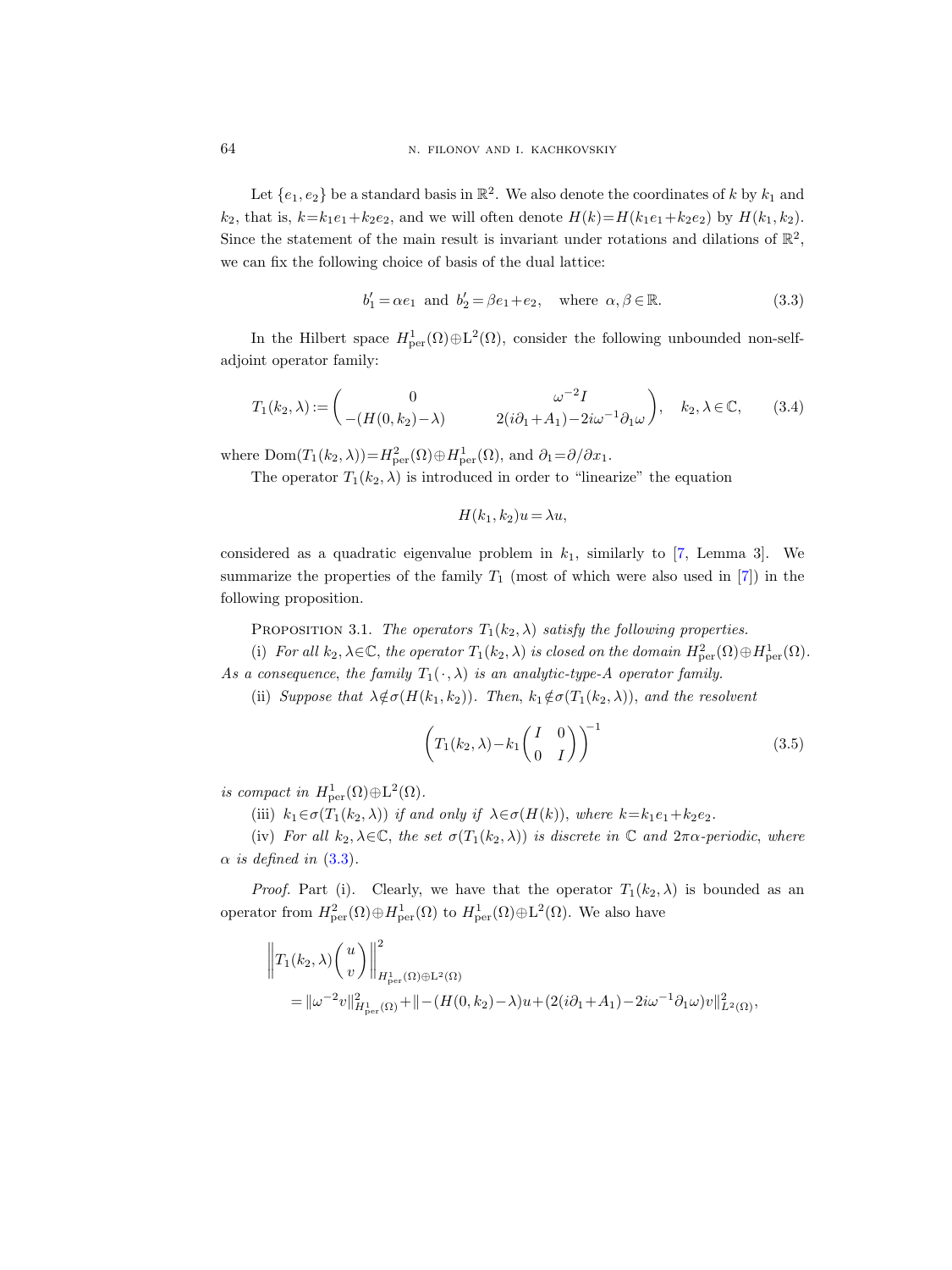Let $\{e_1, e_2\}$ be a standard basis in $\mathbb{R}^2$. We also denote the coordinates of $k$ by $k_1$ and $k_2$, that is, $k=k_1e_1+k_2e_2$, and we will often denote $H(k)=H(k_1e_1+k_2e_2)$ by $H(k_1,k_2)$. Since the statement of the main result is invariant under rotations and dilations of $\mathbb{R}^2$, we can fix the following choice of basis of the dual lattice:

$$b_1' = \alpha e_1 \ \text{ and } \ b_2' = \beta e_1 + e_2, \quad \text{where } \ \alpha, \beta \in \mathbb{R}. \tag{3.3}$$

In the Hilbert space $H^1_{\mathrm{per}}(\Omega) \oplus \mathrm{L}^2(\Omega)$, consider the following unbounded non-self-adjoint operator family:

$$T_1(k_2,\lambda) := \begin{pmatrix} 0 & \omega^{-2} I \\ -(H(0,k_2)-\lambda) & 2(i\partial_1 + A_1) - 2i\omega^{-1}\partial_1\omega \end{pmatrix}, \quad k_2, \lambda \in \mathbb{C}, \tag{3.4}$$

where $\mathrm{Dom}(T_1(k_2,\lambda)) = H^2_{\mathrm{per}}(\Omega) \oplus H^1_{\mathrm{per}}(\Omega)$, and $\partial_1 = \partial/\partial x_1$.

The operator $T_1(k_2,\lambda)$ is introduced in order to "linearize" the equation

$$H(k_1,k_2)u = \lambda u,$$

considered as a quadratic eigenvalue problem in $k_1$, similarly to [7, Lemma 3]. We summarize the properties of the family $T_1$ (most of which were also used in [7]) in the following proposition.

Proposition 3.1. *The operators $T_1(k_2,\lambda)$ satisfy the following properties.*

(i) *For all $k_2, \lambda \in \mathbb{C}$, the operator $T_1(k_2,\lambda)$ is closed on the domain $H^2_{\mathrm{per}}(\Omega) \oplus H^1_{\mathrm{per}}(\Omega)$. As a consequence, the family $T_1(\cdot,\lambda)$ is an analytic-type-A operator family.*

(ii) *Suppose that $\lambda \notin \sigma(H(k_1,k_2))$. Then, $k_1 \notin \sigma(T_1(k_2,\lambda))$, and the resolvent*

$$\left(T_1(k_2,\lambda) - k_1 \begin{pmatrix} I & 0 \\ 0 & I \end{pmatrix}\right)^{-1} \tag{3.5}$$

*is compact in $H^1_{\mathrm{per}}(\Omega) \oplus \mathrm{L}^2(\Omega)$.*

(iii) *$k_1 \in \sigma(T_1(k_2,\lambda))$ if and only if $\lambda \in \sigma(H(k))$, where $k = k_1e_1 + k_2e_2$.*

(iv) *For all $k_2, \lambda \in \mathbb{C}$, the set $\sigma(T_1(k_2,\lambda))$ is discrete in $\mathbb{C}$ and $2\pi\alpha$-periodic, where $\alpha$ is defined in (3.3).*

*Proof.* Part (i). Clearly, we have that the operator $T_1(k_2,\lambda)$ is bounded as an operator from $H^2_{\mathrm{per}}(\Omega) \oplus H^1_{\mathrm{per}}(\Omega)$ to $H^1_{\mathrm{per}}(\Omega) \oplus \mathrm{L}^2(\Omega)$. We also have

$$\begin{aligned}
&\left\| T_1(k_2,\lambda) \begin{pmatrix} u \\ v \end{pmatrix} \right\|^2_{H^1_{\mathrm{per}}(\Omega)\oplus \mathrm{L}^2(\Omega)} \\
&\quad = \|\omega^{-2} v\|^2_{H^1_{\mathrm{per}}(\Omega)} + \|-(H(0,k_2)-\lambda)u + (2(i\partial_1 + A_1) - 2i\omega^{-1}\partial_1\omega)v\|^2_{L^2(\Omega)},
\end{aligned}$$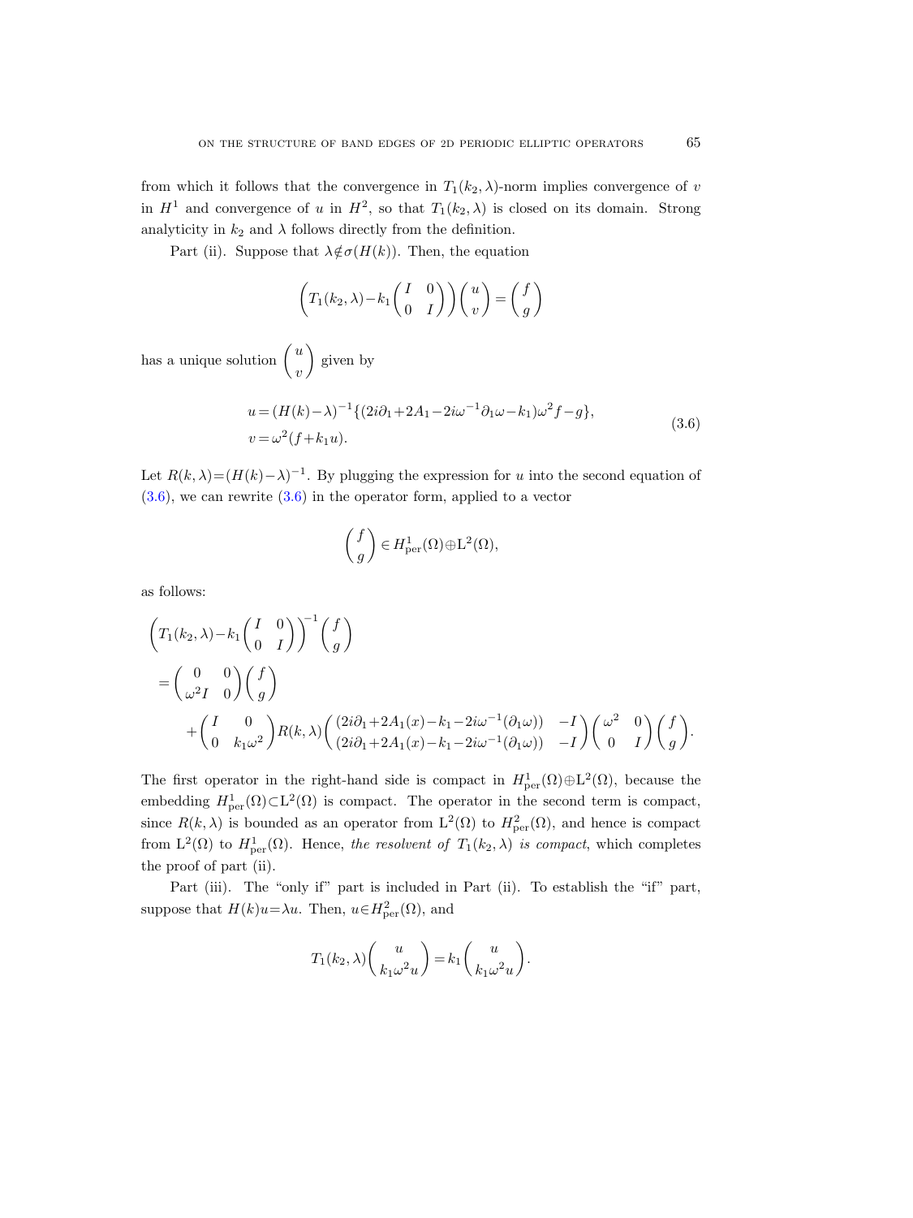from which it follows that the convergence in $T_1(k_2,\lambda)$-norm implies convergence of $v$ in $H^1$ and convergence of $u$ in $H^2$, so that $T_1(k_2,\lambda)$ is closed on its domain. Strong analyticity in $k_2$ and $\lambda$ follows directly from the definition.

Part (ii). Suppose that $\lambda\notin\sigma(H(k))$. Then, the equation

$$\left(T_1(k_2,\lambda)-k_1\begin{pmatrix} I & 0\\ 0 & I\end{pmatrix}\right)\begin{pmatrix} u\\ v\end{pmatrix}=\begin{pmatrix} f\\ g\end{pmatrix}$$

has a unique solution $\begin{pmatrix} u\\ v\end{pmatrix}$ given by

$$\begin{aligned} u&=(H(k)-\lambda)^{-1}\{(2i\partial_1+2A_1-2i\omega^{-1}\partial_1\omega-k_1)\omega^2 f-g\},\\ v&=\omega^2(f+k_1u).\end{aligned}\tag{3.6}$$

Let $R(k,\lambda)=(H(k)-\lambda)^{-1}$. By plugging the expression for $u$ into the second equation of (3.6), we can rewrite (3.6) in the operator form, applied to a vector

$$\begin{pmatrix} f\\ g\end{pmatrix}\in H^1_{\rm per}(\Omega)\oplus \mathrm{L}^2(\Omega),$$

as follows:

$$\begin{aligned}
&\left(T_1(k_2,\lambda)-k_1\begin{pmatrix} I & 0\\ 0 & I\end{pmatrix}\right)^{-1}\begin{pmatrix} f\\ g\end{pmatrix}\\
&\quad=\begin{pmatrix} 0 & 0\\ \omega^2 I & 0\end{pmatrix}\begin{pmatrix} f\\ g\end{pmatrix}\\
&\qquad+\begin{pmatrix} I & 0\\ 0 & k_1\omega^2\end{pmatrix}R(k,\lambda)\begin{pmatrix} (2i\partial_1+2A_1(x)-k_1-2i\omega^{-1}(\partial_1\omega)) & -I\\ (2i\partial_1+2A_1(x)-k_1-2i\omega^{-1}(\partial_1\omega)) & -I\end{pmatrix}\begin{pmatrix} \omega^2 & 0\\ 0 & I\end{pmatrix}\begin{pmatrix} f\\ g\end{pmatrix}.
\end{aligned}$$

The first operator in the right-hand side is compact in $H^1_{\rm per}(\Omega)\oplus\mathrm{L}^2(\Omega)$, because the embedding $H^1_{\rm per}(\Omega)\subset\mathrm{L}^2(\Omega)$ is compact. The operator in the second term is compact, since $R(k,\lambda)$ is bounded as an operator from $\mathrm{L}^2(\Omega)$ to $H^2_{\rm per}(\Omega)$, and hence is compact from $\mathrm{L}^2(\Omega)$ to $H^1_{\rm per}(\Omega)$. Hence, *the resolvent of* $T_1(k_2,\lambda)$ *is compact*, which completes the proof of part (ii).

Part (iii). The "only if" part is included in Part (ii). To establish the "if" part, suppose that $H(k)u=\lambda u$. Then, $u\in H^2_{\rm per}(\Omega)$, and

$$T_1(k_2,\lambda)\begin{pmatrix} u\\ k_1\omega^2 u\end{pmatrix}=k_1\begin{pmatrix} u\\ k_1\omega^2 u\end{pmatrix}.$$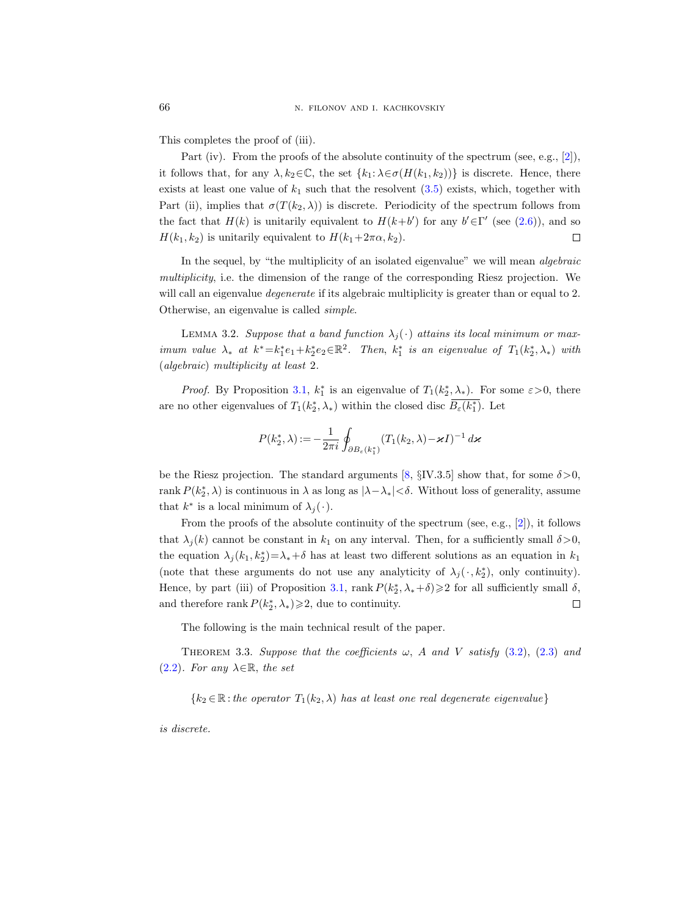This completes the proof of (iii).

Part (iv). From the proofs of the absolute continuity of the spectrum (see, e.g., [2]), it follows that, for any $\lambda, k_2 \in \mathbb{C}$, the set $\{k_1 : \lambda \in \sigma(H(k_1, k_2))\}$ is discrete. Hence, there exists at least one value of $k_1$ such that the resolvent (3.5) exists, which, together with Part (ii), implies that $\sigma(T(k_2, \lambda))$ is discrete. Periodicity of the spectrum follows from the fact that $H(k)$ is unitarily equivalent to $H(k+b')$ for any $b' \in \Gamma'$ (see (2.6)), and so $H(k_1, k_2)$ is unitarily equivalent to $H(k_1 + 2\pi\alpha, k_2)$. ◻

In the sequel, by "the multiplicity of an isolated eigenvalue" we will mean *algebraic multiplicity*, i.e. the dimension of the range of the corresponding Riesz projection. We will call an eigenvalue *degenerate* if its algebraic multiplicity is greater than or equal to 2. Otherwise, an eigenvalue is called *simple*.

Lemma 3.2. *Suppose that a band function $\lambda_j(\cdot)$ attains its local minimum or maximum value $\lambda_*$ at $k^* = k_1^* e_1 + k_2^* e_2 \in \mathbb{R}^2$. Then, $k_1^*$ is an eigenvalue of $T_1(k_2^*, \lambda_*)$ with* (*algebraic*) *multiplicity at least* 2.

*Proof.* By Proposition 3.1, $k_1^*$ is an eigenvalue of $T_1(k_2^*, \lambda_*)$. For some $\varepsilon > 0$, there are no other eigenvalues of $T_1(k_2^*, \lambda_*)$ within the closed disc $\overline{B_\varepsilon(k_1^*)}$. Let

$$P(k_2^*, \lambda) := -\frac{1}{2\pi i} \oint_{\partial B_\varepsilon(k_1^*)} (T_1(k_2, \lambda) - \varkappa I)^{-1} \, d\varkappa$$

be the Riesz projection. The standard arguments [8, §IV.3.5] show that, for some $\delta > 0$, $\operatorname{rank} P(k_2^*, \lambda)$ is continuous in $\lambda$ as long as $|\lambda - \lambda_*| < \delta$. Without loss of generality, assume that $k^*$ is a local minimum of $\lambda_j(\cdot)$.

From the proofs of the absolute continuity of the spectrum (see, e.g., [2]), it follows that $\lambda_j(k)$ cannot be constant in $k_1$ on any interval. Then, for a sufficiently small $\delta > 0$, the equation $\lambda_j(k_1, k_2^*) = \lambda_* + \delta$ has at least two different solutions as an equation in $k_1$ (note that these arguments do not use any analyticity of $\lambda_j(\cdot, k_2^*)$, only continuity). Hence, by part (iii) of Proposition 3.1, $\operatorname{rank} P(k_2^*, \lambda_* + \delta) \geqslant 2$ for all sufficiently small $\delta$, and therefore $\operatorname{rank} P(k_2^*, \lambda_*) \geqslant 2$, due to continuity. ◻

The following is the main technical result of the paper.

Theorem 3.3. *Suppose that the coefficients $\omega$, $A$ and $V$ satisfy* (3.2), (2.3) *and* (2.2). *For any $\lambda \in \mathbb{R}$, the set*

$$\{k_2 \in \mathbb{R} : \text{the operator } T_1(k_2, \lambda) \text{ has at least one real degenerate eigenvalue}\}$$

*is discrete.*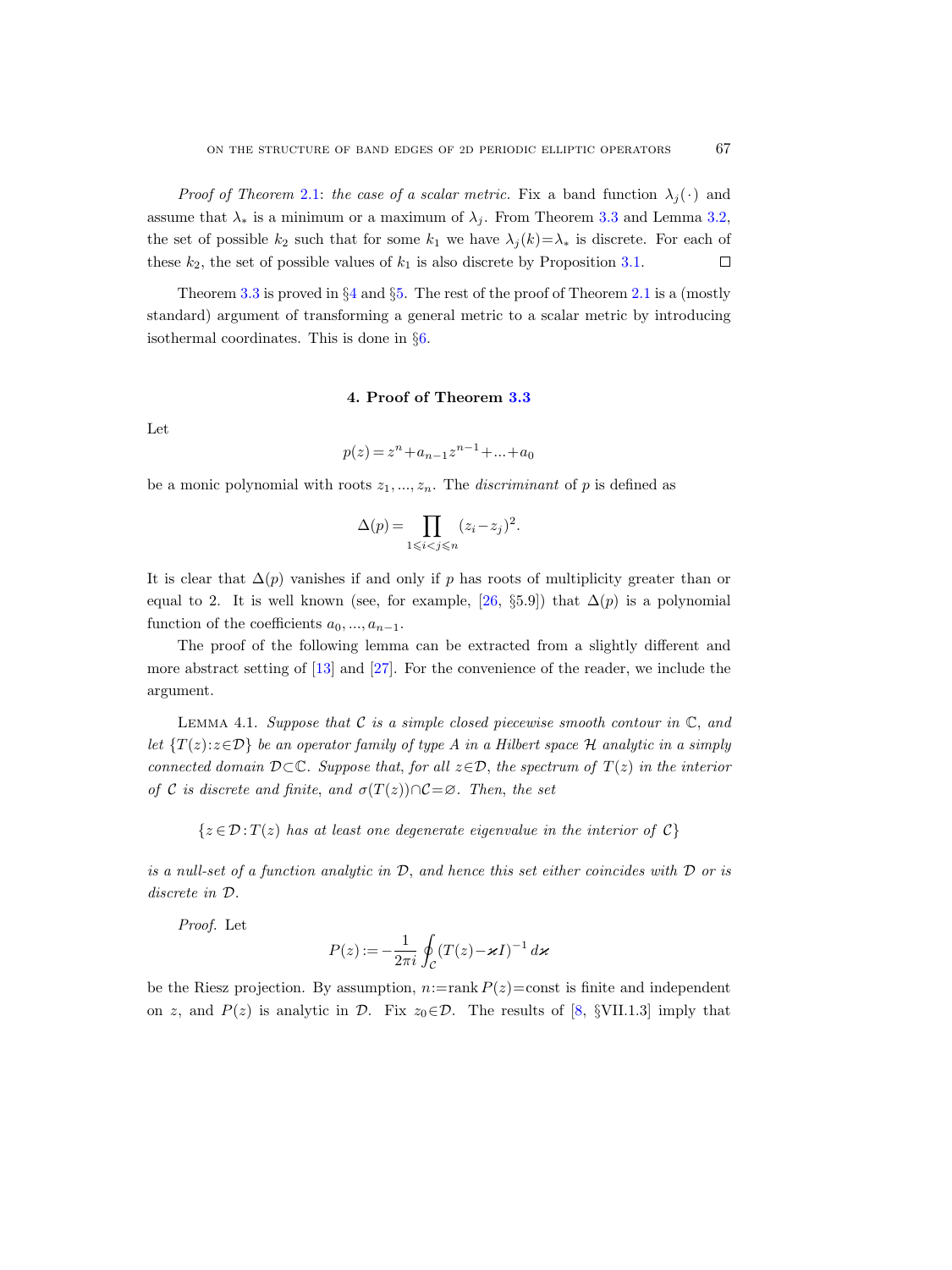*Proof of Theorem* 2.1: *the case of a scalar metric*. Fix a band function $\lambda_j(\cdot)$ and assume that $\lambda_*$ is a minimum or a maximum of $\lambda_j$. From Theorem 3.3 and Lemma 3.2, the set of possible $k_2$ such that for some $k_1$ we have $\lambda_j(k)=\lambda_*$ is discrete. For each of these $k_2$, the set of possible values of $k_1$ is also discrete by Proposition 3.1. □

Theorem 3.3 is proved in §4 and §5. The rest of the proof of Theorem 2.1 is a (mostly standard) argument of transforming a general metric to a scalar metric by introducing isothermal coordinates. This is done in §6.

## 4. Proof of Theorem 3.3

Let

$$p(z)=z^n+a_{n-1}z^{n-1}+...+a_0$$

be a monic polynomial with roots $z_1,...,z_n$. The *discriminant* of $p$ is defined as

$$\Delta(p)=\prod_{1\leqslant i<j\leqslant n}(z_i-z_j)^2.$$

It is clear that $\Delta(p)$ vanishes if and only if $p$ has roots of multiplicity greater than or equal to 2. It is well known (see, for example, [26, §5.9]) that $\Delta(p)$ is a polynomial function of the coefficients $a_0,...,a_{n-1}$.

The proof of the following lemma can be extracted from a slightly different and more abstract setting of [13] and [27]. For the convenience of the reader, we include the argument.

Lemma 4.1. *Suppose that $\mathcal{C}$ is a simple closed piecewise smooth contour in $\mathbb{C}$, and let $\{T(z):z\in\mathcal{D}\}$ be an operator family of type A in a Hilbert space $\mathcal{H}$ analytic in a simply connected domain $\mathcal{D}\subset\mathbb{C}$. Suppose that, for all $z\in\mathcal{D}$, the spectrum of $T(z)$ in the interior of $\mathcal{C}$ is discrete and finite, and $\sigma(T(z))\cap\mathcal{C}=\varnothing$. Then, the set*

$$\{z\in\mathcal{D}:T(z) \text{ has at least one degenerate eigenvalue in the interior of } \mathcal{C}\}$$

*is a null-set of a function analytic in $\mathcal{D}$, and hence this set either coincides with $\mathcal{D}$ or is discrete in $\mathcal{D}$.*

*Proof.* Let

$$P(z):=-\frac{1}{2\pi i}\oint_{\mathcal{C}}(T(z)-\varkappa I)^{-1}\,d\varkappa$$

be the Riesz projection. By assumption, $n:=\operatorname{rank}P(z)=\text{const}$ is finite and independent on $z$, and $P(z)$ is analytic in $\mathcal{D}$. Fix $z_0\in\mathcal{D}$. The results of [8, §VII.1.3] imply that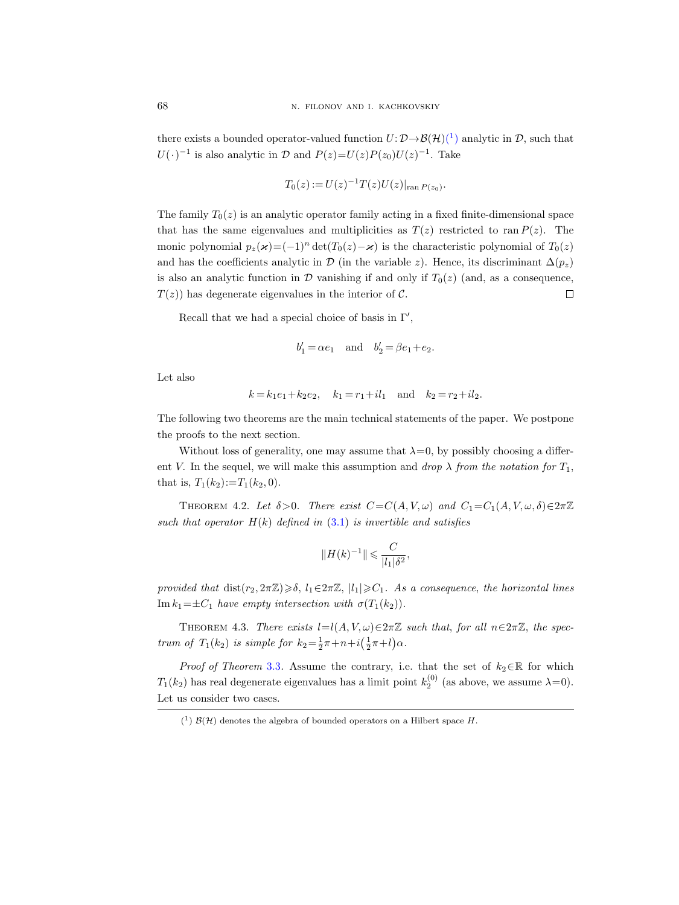there exists a bounded operator-valued function $U\colon \mathcal{D}\to\mathcal{B}(\mathcal{H})$([1]) analytic in $\mathcal{D}$, such that $U(\cdot)^{-1}$ is also analytic in $\mathcal{D}$ and $P(z)=U(z)P(z_0)U(z)^{-1}$. Take

$$T_0(z):=U(z)^{-1}T(z)U(z)|_{\operatorname{ran} P(z_0)}.$$

The family $T_0(z)$ is an analytic operator family acting in a fixed finite-dimensional space that has the same eigenvalues and multiplicities as $T(z)$ restricted to $\operatorname{ran} P(z)$. The monic polynomial $p_z(\varkappa)=(-1)^n\det(T_0(z)-\varkappa)$ is the characteristic polynomial of $T_0(z)$ and has the coefficients analytic in $\mathcal{D}$ (in the variable $z$). Hence, its discriminant $\Delta(p_z)$ is also an analytic function in $\mathcal{D}$ vanishing if and only if $T_0(z)$ (and, as a consequence, $T(z)$) has degenerate eigenvalues in the interior of $\mathcal{C}$. $\square$

Recall that we had a special choice of basis in $\Gamma'$,

$$b_1'=\alpha e_1 \quad\text{and}\quad b_2'=\beta e_1+e_2.$$

Let also

$$k=k_1e_1+k_2e_2,\quad k_1=r_1+il_1 \quad\text{and}\quad k_2=r_2+il_2.$$

The following two theorems are the main technical statements of the paper. We postpone the proofs to the next section.

Without loss of generality, one may assume that $\lambda=0$, by possibly choosing a different $V$. In the sequel, we will make this assumption and *drop $\lambda$ from the notation for $T_1$*, that is, $T_1(k_2):=T_1(k_2,0)$.

THEOREM 4.2. *Let $\delta>0$. There exist $C=C(A,V,\omega)$ and $C_1=C_1(A,V,\omega,\delta)\in 2\pi\mathbb{Z}$ such that operator $H(k)$ defined in (3.1) is invertible and satisfies*

$$\|H(k)^{-1}\|\leqslant \frac{C}{|l_1|\delta^2},$$

*provided that $\operatorname{dist}(r_2,2\pi\mathbb{Z})\geqslant\delta$, $l_1\in 2\pi\mathbb{Z}$, $|l_1|\geqslant C_1$. As a consequence, the horizontal lines $\operatorname{Im} k_1=\pm C_1$ have empty intersection with $\sigma(T_1(k_2))$.*

THEOREM 4.3. *There exists $l=l(A,V,\omega)\in 2\pi\mathbb{Z}$ such that, for all $n\in 2\pi\mathbb{Z}$, the spectrum of $T_1(k_2)$ is simple for $k_2=\frac{1}{2}\pi+n+i\left(\frac{1}{2}\pi+l\right)\alpha$.*

*Proof of Theorem* 3.3. Assume the contrary, i.e. that the set of $k_2\in\mathbb{R}$ for which $T_1(k_2)$ has real degenerate eigenvalues has a limit point $k_2^{(0)}$ (as above, we assume $\lambda=0$). Let us consider two cases.

([1]) $\mathcal{B}(\mathcal{H})$ denotes the algebra of bounded operators on a Hilbert space $H$.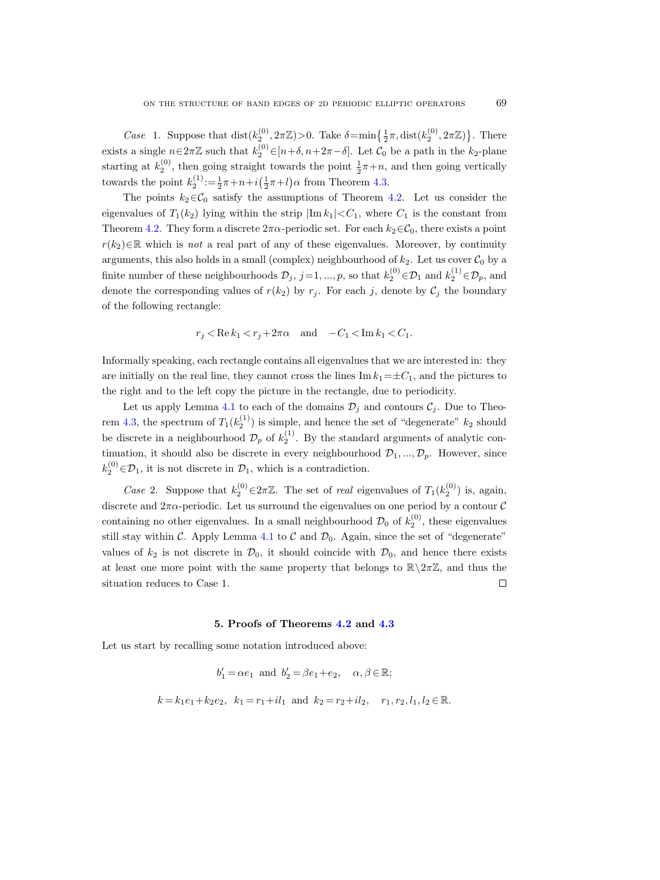*Case* 1. Suppose that $\operatorname{dist}(k_2^{(0)}, 2\pi\mathbb{Z})>0$. Take $\delta=\min\{\frac{1}{2}\pi, \operatorname{dist}(k_2^{(0)}, 2\pi\mathbb{Z})\}$. There exists a single $n\in 2\pi\mathbb{Z}$ such that $k_2^{(0)}\in[n+\delta, n+2\pi-\delta]$. Let $\mathcal{C}_0$ be a path in the $k_2$-plane starting at $k_2^{(0)}$, then going straight towards the point $\frac{1}{2}\pi+n$, and then going vertically towards the point $k_2^{(1)}:=\frac{1}{2}\pi+n+i\left(\frac{1}{2}\pi+l\right)\alpha$ from Theorem 4.3.

The points $k_2\in\mathcal{C}_0$ satisfy the assumptions of Theorem 4.2. Let us consider the eigenvalues of $T_1(k_2)$ lying within the strip $|\operatorname{Im} k_1|<C_1$, where $C_1$ is the constant from Theorem 4.2. They form a discrete $2\pi\alpha$-periodic set. For each $k_2\in\mathcal{C}_0$, there exists a point $r(k_2)\in\mathbb{R}$ which is *not* a real part of any of these eigenvalues. Moreover, by continuity arguments, this also holds in a small (complex) neighbourhood of $k_2$. Let us cover $\mathcal{C}_0$ by a finite number of these neighbourhoods $\mathcal{D}_j$, $j=1, ..., p$, so that $k_2^{(0)}\in\mathcal{D}_1$ and $k_2^{(1)}\in\mathcal{D}_p$, and denote the corresponding values of $r(k_2)$ by $r_j$. For each $j$, denote by $\mathcal{C}_j$ the boundary of the following rectangle:

$$r_j<\operatorname{Re} k_1<r_j+2\pi\alpha \quad \text{and} \quad -C_1<\operatorname{Im} k_1<C_1.$$

Informally speaking, each rectangle contains all eigenvalues that we are interested in: they are initially on the real line, they cannot cross the lines $\operatorname{Im} k_1=\pm C_1$, and the pictures to the right and to the left copy the picture in the rectangle, due to periodicity.

Let us apply Lemma 4.1 to each of the domains $\mathcal{D}_j$ and contours $\mathcal{C}_j$. Due to Theorem 4.3, the spectrum of $T_1(k_2^{(1)})$ is simple, and hence the set of "degenerate" $k_2$ should be discrete in a neighbourhood $\mathcal{D}_p$ of $k_2^{(1)}$. By the standard arguments of analytic continuation, it should also be discrete in every neighbourhood $\mathcal{D}_1, ..., \mathcal{D}_p$. However, since $k_2^{(0)}\in\mathcal{D}_1$, it is not discrete in $\mathcal{D}_1$, which is a contradiction.

*Case* 2. Suppose that $k_2^{(0)}\in 2\pi\mathbb{Z}$. The set of *real* eigenvalues of $T_1(k_2^{(0)})$ is, again, discrete and $2\pi\alpha$-periodic. Let us surround the eigenvalues on one period by a contour $\mathcal{C}$ containing no other eigenvalues. In a small neighbourhood $\mathcal{D}_0$ of $k_2^{(0)}$, these eigenvalues still stay within $\mathcal{C}$. Apply Lemma 4.1 to $\mathcal{C}$ and $\mathcal{D}_0$. Again, since the set of "degenerate" values of $k_2$ is not discrete in $\mathcal{D}_0$, it should coincide with $\mathcal{D}_0$, and hence there exists at least one more point with the same property that belongs to $\mathbb{R}\setminus 2\pi\mathbb{Z}$, and thus the situation reduces to Case 1. ∎

## 5. Proofs of Theorems 4.2 and 4.3

Let us start by recalling some notation introduced above:

$$b_1'=\alpha e_1 \ \text{ and } \ b_2'=\beta e_1+e_2, \quad \alpha,\beta\in\mathbb{R};$$

$$k=k_1e_1+k_2e_2, \ \ k_1=r_1+il_1 \ \text{ and } \ k_2=r_2+il_2, \quad r_1,r_2,l_1,l_2\in\mathbb{R}.$$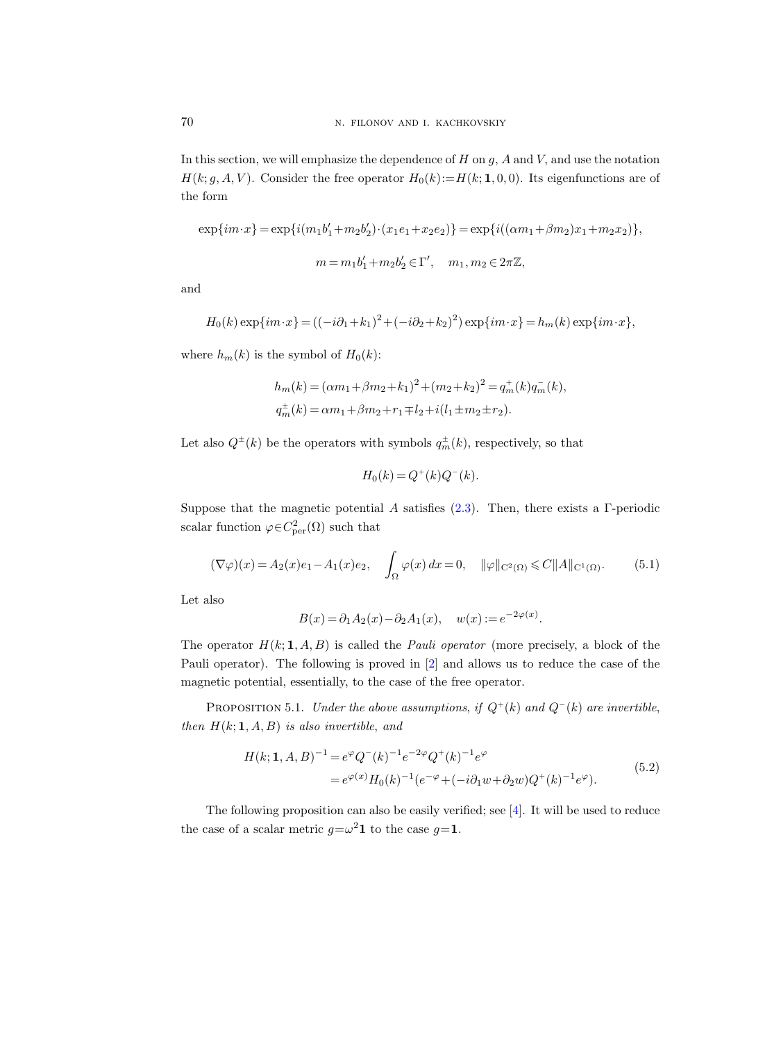In this section, we will emphasize the dependence of $H$ on $g$, $A$ and $V$, and use the notation $H(k; g, A, V)$. Consider the free operator $H_0(k) := H(k; \mathbf{1}, 0, 0)$. Its eigenfunctions are of the form

$$\exp\{im\cdot x\} = \exp\{i(m_1 b_1' + m_2 b_2')\cdot(x_1 e_1 + x_2 e_2)\} = \exp\{i((\alpha m_1 + \beta m_2)x_1 + m_2 x_2)\},$$

$$m = m_1 b_1' + m_2 b_2' \in \Gamma', \quad m_1, m_2 \in 2\pi\mathbb{Z},$$

and

$$H_0(k)\exp\{im\cdot x\} = ((-i\partial_1 + k_1)^2 + (-i\partial_2 + k_2)^2)\exp\{im\cdot x\} = h_m(k)\exp\{im\cdot x\},$$

where $h_m(k)$ is the symbol of $H_0(k)$:

$$\begin{aligned} h_m(k) &= (\alpha m_1 + \beta m_2 + k_1)^2 + (m_2 + k_2)^2 = q_m^+(k) q_m^-(k), \\ q_m^\pm(k) &= \alpha m_1 + \beta m_2 + r_1 \mp l_2 + i(l_1 \pm m_2 \pm r_2). \end{aligned}$$

Let also $Q^\pm(k)$ be the operators with symbols $q_m^\pm(k)$, respectively, so that

$$H_0(k) = Q^+(k) Q^-(k).$$

Suppose that the magnetic potential $A$ satisfies (2.3). Then, there exists a $\Gamma$-periodic scalar function $\varphi \in C^2_{\mathrm{per}}(\Omega)$ such that

$$(\nabla\varphi)(x) = A_2(x)e_1 - A_1(x)e_2, \quad \int_\Omega \varphi(x)\,dx = 0, \quad \|\varphi\|_{C^2(\Omega)} \leqslant C\|A\|_{C^1(\Omega)}. \tag{5.1}$$

Let also

$$B(x) = \partial_1 A_2(x) - \partial_2 A_1(x), \quad w(x) := e^{-2\varphi(x)}.$$

The operator $H(k; \mathbf{1}, A, B)$ is called the *Pauli operator* (more precisely, a block of the Pauli operator). The following is proved in [2] and allows us to reduce the case of the magnetic potential, essentially, to the case of the free operator.

Proposition 5.1. *Under the above assumptions, if $Q^+(k)$ and $Q^-(k)$ are invertible, then $H(k; \mathbf{1}, A, B)$ is also invertible, and*

$$\begin{aligned} H(k; \mathbf{1}, A, B)^{-1} &= e^{\varphi} Q^-(k)^{-1} e^{-2\varphi} Q^+(k)^{-1} e^{\varphi} \\ &= e^{\varphi(x)} H_0(k)^{-1} (e^{-\varphi} + (-i\partial_1 w + \partial_2 w) Q^+(k)^{-1} e^{\varphi}). \end{aligned} \tag{5.2}$$

The following proposition can also be easily verified; see [4]. It will be used to reduce the case of a scalar metric $g = \omega^2 \mathbf{1}$ to the case $g = \mathbf{1}$.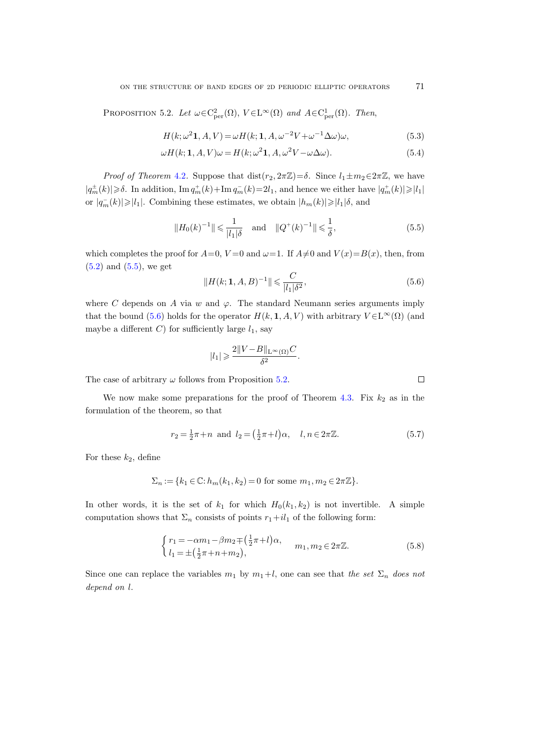Proposition 5.2. *Let $\omega \in C^2_{\mathrm{per}}(\Omega)$, $V \in L^\infty(\Omega)$ and $A \in C^1_{\mathrm{per}}(\Omega)$. Then,*

$$H(k; \omega^2 \mathbf{1}, A, V) = \omega H(k; \mathbf{1}, A, \omega^{-2} V + \omega^{-1} \Delta\omega)\omega, \tag{5.3}$$

$$\omega H(k; \mathbf{1}, A, V)\omega = H(k; \omega^2 \mathbf{1}, A, \omega^2 V - \omega \Delta\omega). \tag{5.4}$$

*Proof of Theorem* 4.2. Suppose that $\operatorname{dist}(r_2, 2\pi\mathbb{Z}) = \delta$. Since $l_1 \pm m_2 \in 2\pi\mathbb{Z}$, we have $|q^\pm_m(k)| \geqslant \delta$. In addition, $\operatorname{Im} q^+_m(k) + \operatorname{Im} q^-_m(k) = 2l_1$, and hence we either have $|q^+_m(k)| \geqslant |l_1|$ or $|q^-_m(k)| \geqslant |l_1|$. Combining these estimates, we obtain $|h_m(k)| \geqslant |l_1|\delta$, and

$$\|H_0(k)^{-1}\| \leqslant \frac{1}{|l_1|\delta} \quad \text{and} \quad \|Q^+(k)^{-1}\| \leqslant \frac{1}{\delta}, \tag{5.5}$$

which completes the proof for $A=0$, $V=0$ and $\omega=1$. If $A \neq 0$ and $V(x) = B(x)$, then, from (5.2) and (5.5), we get

$$\|H(k; \mathbf{1}, A, B)^{-1}\| \leqslant \frac{C}{|l_1|\delta^2}, \tag{5.6}$$

where $C$ depends on $A$ via $w$ and $\varphi$. The standard Neumann series arguments imply that the bound (5.6) holds for the operator $H(k, \mathbf{1}, A, V)$ with arbitrary $V \in L^\infty(\Omega)$ (and maybe a different $C$) for sufficiently large $l_1$, say

$$|l_1| \geqslant \frac{2\|V - B\|_{L^\infty(\Omega)} C}{\delta^2}.$$

The case of arbitrary $\omega$ follows from Proposition 5.2. $\square$

We now make some preparations for the proof of Theorem 4.3. Fix $k_2$ as in the formulation of the theorem, so that

$$r_2 = \tfrac{1}{2}\pi + n \quad \text{and} \quad l_2 = \left(\tfrac{1}{2}\pi + l\right)\alpha, \quad l, n \in 2\pi\mathbb{Z}. \tag{5.7}$$

For these $k_2$, define

$$\Sigma_n := \{k_1 \in \mathbb{C} : h_m(k_1, k_2) = 0 \text{ for some } m_1, m_2 \in 2\pi\mathbb{Z}\}.$$

In other words, it is the set of $k_1$ for which $H_0(k_1, k_2)$ is not invertible. A simple computation shows that $\Sigma_n$ consists of points $r_1 + il_1$ of the following form:

$$\begin{cases} r_1 = -\alpha m_1 - \beta m_2 \mp \left(\tfrac{1}{2}\pi + l\right)\alpha, \\ l_1 = \pm\left(\tfrac{1}{2}\pi + n + m_2\right), \end{cases} \quad m_1, m_2 \in 2\pi\mathbb{Z}. \tag{5.8}$$

Since one can replace the variables $m_1$ by $m_1 + l$, one can see that *the set $\Sigma_n$ does not depend on $l$.*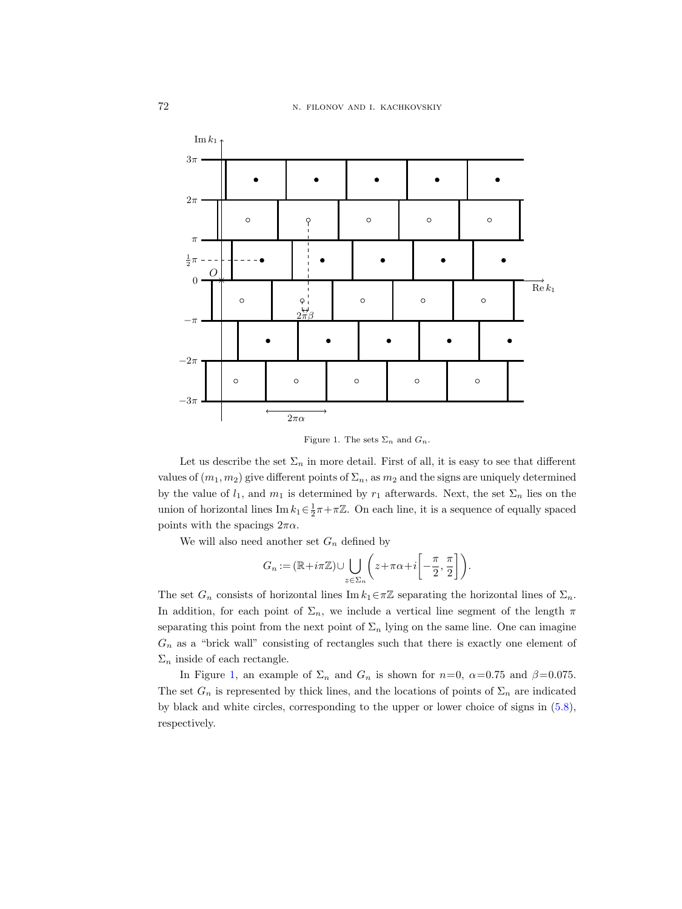Figure 1. The sets $\Sigma_n$ and $G_n$.

Let us describe the set $\Sigma_n$ in more detail. First of all, it is easy to see that different values of $(m_1, m_2)$ give different points of $\Sigma_n$, as $m_2$ and the signs are uniquely determined by the value of $l_1$, and $m_1$ is determined by $r_1$ afterwards. Next, the set $\Sigma_n$ lies on the union of horizontal lines $\operatorname{Im} k_1 \in \frac{1}{2}\pi + \pi\mathbb{Z}$. On each line, it is a sequence of equally spaced points with the spacings $2\pi\alpha$.

We will also need another set $G_n$ defined by

$$G_n := (\mathbb{R} + i\pi\mathbb{Z}) \cup \bigcup_{z \in \Sigma_n} \left( z + \pi\alpha + i\left[-\frac{\pi}{2}, \frac{\pi}{2}\right] \right).$$

The set $G_n$ consists of horizontal lines $\operatorname{Im} k_1 \in \pi\mathbb{Z}$ separating the horizontal lines of $\Sigma_n$. In addition, for each point of $\Sigma_n$, we include a vertical line segment of the length $\pi$ separating this point from the next point of $\Sigma_n$ lying on the same line. One can imagine $G_n$ as a "brick wall" consisting of rectangles such that there is exactly one element of $\Sigma_n$ inside of each rectangle.

In Figure 1, an example of $\Sigma_n$ and $G_n$ is shown for $n=0$, $\alpha=0.75$ and $\beta=0.075$. The set $G_n$ is represented by thick lines, and the locations of points of $\Sigma_n$ are indicated by black and white circles, corresponding to the upper or lower choice of signs in (5.8), respectively.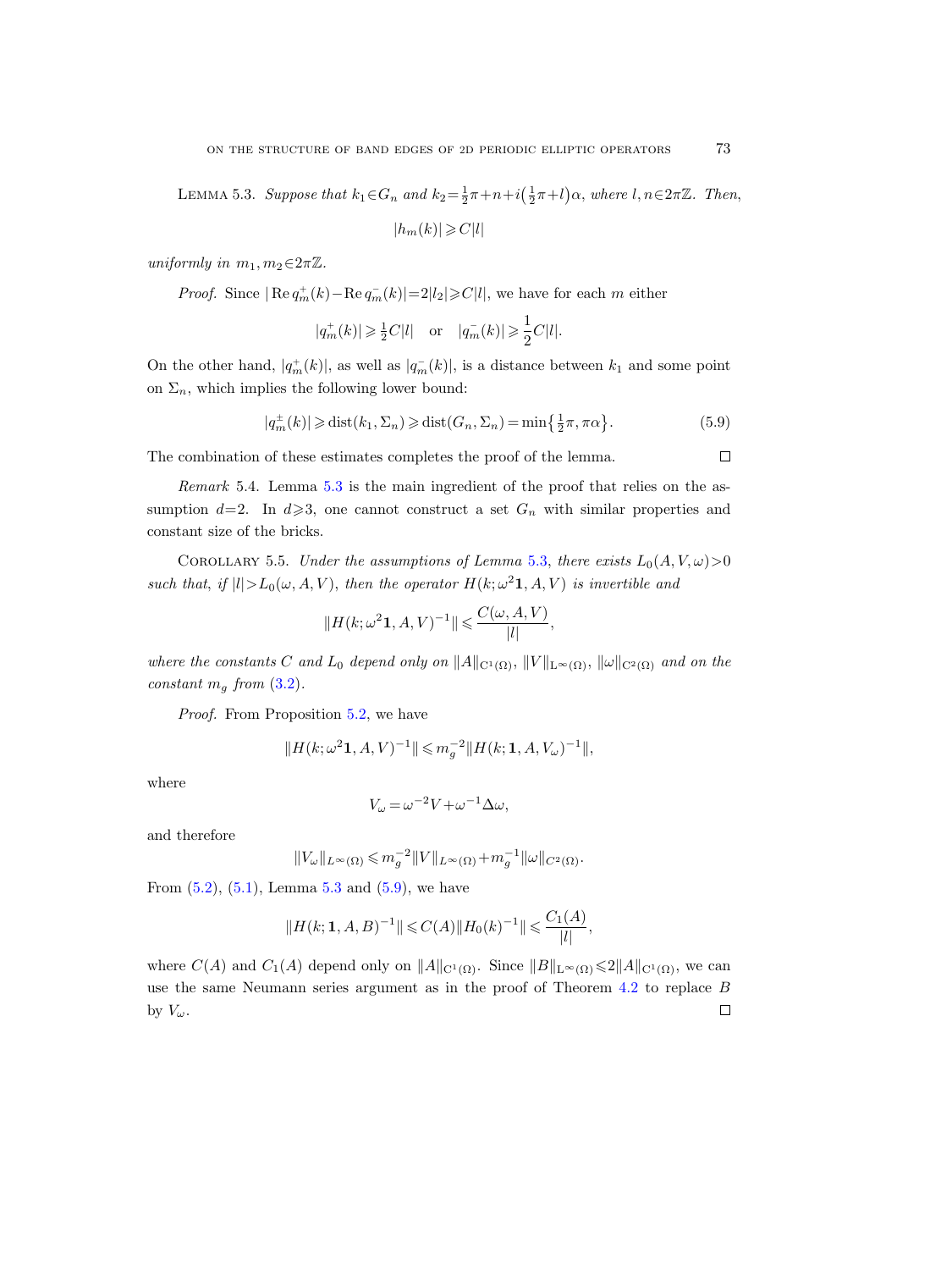Lemma 5.3. *Suppose that $k_1 \in G_n$ and $k_2 = \frac{1}{2}\pi + n + i\left(\frac{1}{2}\pi + l\right)\alpha$, where $l, n \in 2\pi\mathbb{Z}$. Then,*

$$|h_m(k)| \geqslant C|l|$$

*uniformly in $m_1, m_2 \in 2\pi\mathbb{Z}$.*

*Proof.* Since $|\operatorname{Re} q_m^+(k) - \operatorname{Re} q_m^-(k)| = 2|l_2| \geqslant C|l|$, we have for each $m$ either

$$|q_m^+(k)| \geqslant \tfrac{1}{2}C|l| \quad \text{or} \quad |q_m^-(k)| \geqslant \frac{1}{2}C|l|.$$

On the other hand, $|q_m^+(k)|$, as well as $|q_m^-(k)|$, is a distance between $k_1$ and some point on $\Sigma_n$, which implies the following lower bound:

$$|q_m^{\pm}(k)| \geqslant \operatorname{dist}(k_1, \Sigma_n) \geqslant \operatorname{dist}(G_n, \Sigma_n) = \min\left\{\tfrac{1}{2}\pi, \pi\alpha\right\}. \tag{5.9}$$

The combination of these estimates completes the proof of the lemma. $\square$

*Remark* 5.4. Lemma 5.3 is the main ingredient of the proof that relies on the assumption $d=2$. In $d \geqslant 3$, one cannot construct a set $G_n$ with similar properties and constant size of the bricks.

Corollary 5.5. *Under the assumptions of Lemma 5.3, there exists $L_0(A, V, \omega) > 0$ such that, if $|l| > L_0(\omega, A, V)$, then the operator $H(k; \omega^2\mathbf{1}, A, V)$ is invertible and*

$$\|H(k; \omega^2\mathbf{1}, A, V)^{-1}\| \leqslant \frac{C(\omega, A, V)}{|l|},$$

*where the constants $C$ and $L_0$ depend only on $\|A\|_{C^1(\Omega)}$, $\|V\|_{L^\infty(\Omega)}$, $\|\omega\|_{C^2(\Omega)}$ and on the constant $m_g$ from (3.2).*

*Proof.* From Proposition 5.2, we have

$$\|H(k; \omega^2\mathbf{1}, A, V)^{-1}\| \leqslant m_g^{-2}\|H(k; \mathbf{1}, A, V_\omega)^{-1}\|,$$

where

$$V_\omega = \omega^{-2}V + \omega^{-1}\Delta\omega,$$

and therefore

$$\|V_\omega\|_{L^\infty(\Omega)} \leqslant m_g^{-2}\|V\|_{L^\infty(\Omega)} + m_g^{-1}\|\omega\|_{C^2(\Omega)}.$$

From (5.2), (5.1), Lemma 5.3 and (5.9), we have

$$\|H(k; \mathbf{1}, A, B)^{-1}\| \leqslant C(A)\|H_0(k)^{-1}\| \leqslant \frac{C_1(A)}{|l|},$$

where $C(A)$ and $C_1(A)$ depend only on $\|A\|_{C^1(\Omega)}$. Since $\|B\|_{L^\infty(\Omega)} \leqslant 2\|A\|_{C^1(\Omega)}$, we can use the same Neumann series argument as in the proof of Theorem 4.2 to replace $B$ by $V_\omega$. $\square$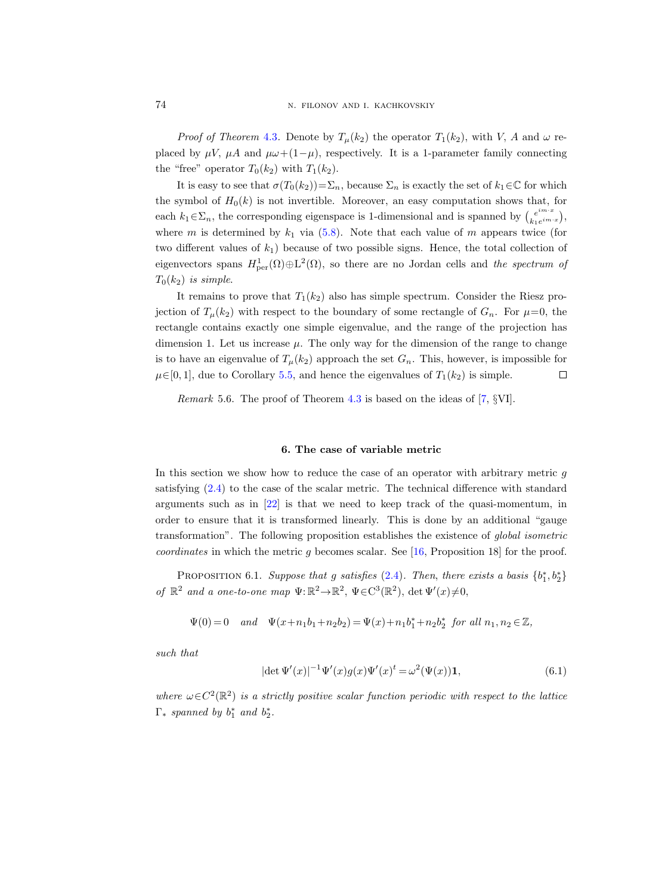*Proof of Theorem* 4.3. Denote by $T_\mu(k_2)$ the operator $T_1(k_2)$, with $V$, $A$ and $\omega$ replaced by $\mu V$, $\mu A$ and $\mu\omega+(1-\mu)$, respectively. It is a 1-parameter family connecting the "free" operator $T_0(k_2)$ with $T_1(k_2)$.

It is easy to see that $\sigma(T_0(k_2))=\Sigma_n$, because $\Sigma_n$ is exactly the set of $k_1\in\mathbb{C}$ for which the symbol of $H_0(k)$ is not invertible. Moreover, an easy computation shows that, for each $k_1\in\Sigma_n$, the corresponding eigenspace is 1-dimensional and is spanned by $\binom{e^{im\cdot x}}{k_1 e^{im\cdot x}}$, where $m$ is determined by $k_1$ via (5.8). Note that each value of $m$ appears twice (for two different values of $k_1$) because of two possible signs. Hence, the total collection of eigenvectors spans $H^1_{\mathrm{per}}(\Omega)\oplus \mathrm{L}^2(\Omega)$, so there are no Jordan cells and *the spectrum of* $T_0(k_2)$ *is simple*.

It remains to prove that $T_1(k_2)$ also has simple spectrum. Consider the Riesz projection of $T_\mu(k_2)$ with respect to the boundary of some rectangle of $G_n$. For $\mu=0$, the rectangle contains exactly one simple eigenvalue, and the range of the projection has dimension 1. Let us increase $\mu$. The only way for the dimension of the range to change is to have an eigenvalue of $T_\mu(k_2)$ approach the set $G_n$. This, however, is impossible for $\mu\in[0,1]$, due to Corollary 5.5, and hence the eigenvalues of $T_1(k_2)$ is simple. $\square$

*Remark* 5.6. The proof of Theorem 4.3 is based on the ideas of [7, §VI].

## 6. The case of variable metric

In this section we show how to reduce the case of an operator with arbitrary metric $g$ satisfying (2.4) to the case of the scalar metric. The technical difference with standard arguments such as in [22] is that we need to keep track of the quasi-momentum, in order to ensure that it is transformed linearly. This is done by an additional "gauge transformation". The following proposition establishes the existence of *global isometric coordinates* in which the metric $g$ becomes scalar. See [16, Proposition 18] for the proof.

PROPOSITION 6.1. *Suppose that $g$ satisfies* (2.4). *Then, there exists a basis $\{b_1^*,b_2^*\}$ of $\mathbb{R}^2$ and a one-to-one map $\Psi:\mathbb{R}^2\to\mathbb{R}^2$, $\Psi\in \mathrm{C}^3(\mathbb{R}^2)$, $\det\Psi'(x)\neq 0$,*

$$\Psi(0)=0 \quad \text{and} \quad \Psi(x+n_1b_1+n_2b_2)=\Psi(x)+n_1b_1^*+n_2b_2^* \ \text{ for all } n_1,n_2\in\mathbb{Z},$$

*such that*

$$|\det\Psi'(x)|^{-1}\Psi'(x)g(x)\Psi'(x)^t=\omega^2(\Psi(x))\mathbf{1}, \tag{6.1}$$

*where $\omega\in C^2(\mathbb{R}^2)$ is a strictly positive scalar function periodic with respect to the lattice $\Gamma_*$ spanned by $b_1^*$ and $b_2^*$.*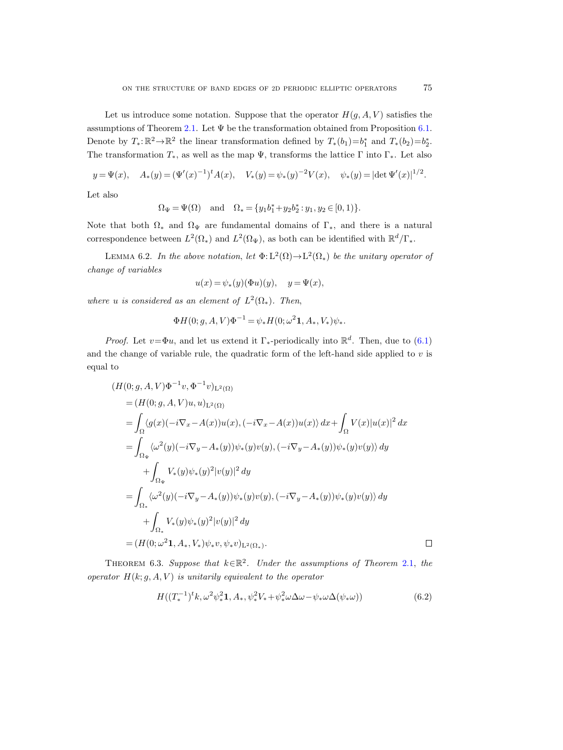Let us introduce some notation. Suppose that the operator $H(g,A,V)$ satisfies the assumptions of Theorem 2.1. Let $\Psi$ be the transformation obtained from Proposition 6.1. Denote by $T_*:\mathbb{R}^2\to\mathbb{R}^2$ the linear transformation defined by $T_*(b_1)=b_1^*$ and $T_*(b_2)=b_2^*$. The transformation $T_*$, as well as the map $\Psi$, transforms the lattice $\Gamma$ into $\Gamma_*$. Let also

$$y=\Psi(x),\quad A_*(y)=(\Psi'(x)^{-1})^t A(x),\quad V_*(y)=\psi_*(y)^{-2}V(x),\quad \psi_*(y)=|\det \Psi'(x)|^{1/2}.$$

Let also

$$\Omega_\Psi=\Psi(\Omega)\quad\text{and}\quad \Omega_*=\{y_1b_1^*+y_2b_2^*:y_1,y_2\in[0,1)\}.$$

Note that both $\Omega_*$ and $\Omega_\Psi$ are fundamental domains of $\Gamma_*$, and there is a natural correspondence between $L^2(\Omega_*)$ and $L^2(\Omega_\Psi)$, as both can be identified with $\mathbb{R}^d/\Gamma_*$.

Lemma 6.2. *In the above notation, let* $\Phi:\mathrm{L}^2(\Omega)\to\mathrm{L}^2(\Omega_*)$ *be the unitary operator of change of variables*

$$u(x)=\psi_*(y)(\Phi u)(y),\quad y=\Psi(x),$$

*where* $u$ *is considered as an element of* $L^2(\Omega_*)$. *Then,*

$$\Phi H(0;g,A,V)\Phi^{-1}=\psi_*H(0;\omega^2\mathbf{1},A_*,V_*)\psi_*.$$

*Proof.* Let $v=\Phi u$, and let us extend it $\Gamma_*$-periodically into $\mathbb{R}^d$. Then, due to (6.1) and the change of variable rule, the quadratic form of the left-hand side applied to $v$ is equal to

$$\begin{aligned}
&(H(0;g,A,V)\Phi^{-1}v,\Phi^{-1}v)_{\mathrm{L}^2(\Omega)}\\
&\quad=(H(0;g,A,V)u,u)_{\mathrm{L}^2(\Omega)}\\
&\quad=\int_\Omega\langle g(x)(-i\nabla_x-A(x))u(x),(-i\nabla_x-A(x))u(x)\rangle\,dx+\int_\Omega V(x)|u(x)|^2\,dx\\
&\quad=\int_{\Omega_\Psi}\langle\omega^2(y)(-i\nabla_y-A_*(y))\psi_*(y)v(y),(-i\nabla_y-A_*(y))\psi_*(y)v(y)\rangle\,dy\\
&\qquad+\int_{\Omega_\Psi}V_*(y)\psi_*(y)^2|v(y)|^2\,dy\\
&\quad=\int_{\Omega_*}\langle\omega^2(y)(-i\nabla_y-A_*(y))\psi_*(y)v(y),(-i\nabla_y-A_*(y))\psi_*(y)v(y)\rangle\,dy\\
&\qquad+\int_{\Omega_*}V_*(y)\psi_*(y)^2|v(y)|^2\,dy\\
&\quad=(H(0;\omega^2\mathbf{1},A_*,V_*)\psi_*v,\psi_*v)_{\mathrm{L}^2(\Omega_*)}.
\end{aligned}$$

□

Theorem 6.3. *Suppose that* $k\in\mathbb{R}^2$. *Under the assumptions of Theorem* 2.1, *the operator* $H(k;g,A,V)$ *is unitarily equivalent to the operator*

$$H((T_*^{-1})^tk,\omega^2\psi_*^2\mathbf{1},A_*,\psi_*^2V_*+\psi_*^2\omega\Delta\omega-\psi_*\omega\Delta(\psi_*\omega))\tag{6.2}$$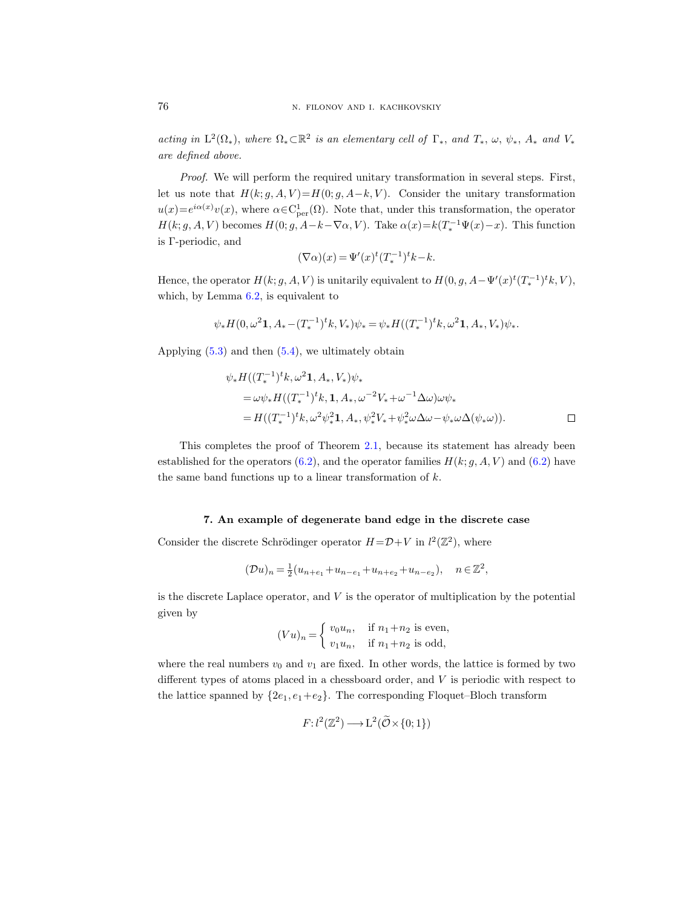*acting in* $\mathrm{L}^2(\Omega_*)$, *where* $\Omega_* \subset \mathbb{R}^2$ *is an elementary cell of* $\Gamma_*$, *and* $T_*$, $\omega$, $\psi_*$, $A_*$ *and* $V_*$ *are defined above.*

*Proof.* We will perform the required unitary transformation in several steps. First, let us note that $H(k; g, A, V) = H(0; g, A-k, V)$. Consider the unitary transformation $u(x) = e^{i\alpha(x)} v(x)$, where $\alpha \in \mathrm{C}^1_{\mathrm{per}}(\Omega)$. Note that, under this transformation, the operator $H(k; g, A, V)$ becomes $H(0; g, A-k-\nabla\alpha, V)$. Take $\alpha(x) = k(T_*^{-1}\Psi(x) - x)$. This function is $\Gamma$-periodic, and

$$(\nabla\alpha)(x) = \Psi'(x)^t (T_*^{-1})^t k - k.$$

Hence, the operator $H(k; g, A, V)$ is unitarily equivalent to $H(0, g, A - \Psi'(x)^t (T_*^{-1})^t k, V)$, which, by Lemma 6.2, is equivalent to

$$\psi_* H(0, \omega^2 \mathbf{1}, A_* - (T_*^{-1})^t k, V_*) \psi_* = \psi_* H((T_*^{-1})^t k, \omega^2 \mathbf{1}, A_*, V_*) \psi_*.$$

Applying (5.3) and then (5.4), we ultimately obtain

$$\begin{aligned}
&\psi_* H((T_*^{-1})^t k, \omega^2 \mathbf{1}, A_*, V_*) \psi_* \\
&\quad = \omega \psi_* H((T_*^{-1})^t k, \mathbf{1}, A_*, \omega^{-2} V_* + \omega^{-1} \Delta\omega) \omega \psi_* \\
&\quad = H((T_*^{-1})^t k, \omega^2 \psi_*^2 \mathbf{1}, A_*, \psi_*^2 V_* + \psi_*^2 \omega \Delta\omega - \psi_* \omega \Delta(\psi_* \omega)). \qquad \square
\end{aligned}$$

This completes the proof of Theorem 2.1, because its statement has already been established for the operators (6.2), and the operator families $H(k; g, A, V)$ and (6.2) have the same band functions up to a linear transformation of $k$.

## 7. An example of degenerate band edge in the discrete case

Consider the discrete Schrödinger operator $H = \mathcal{D} + V$ in $l^2(\mathbb{Z}^2)$, where

$$(\mathcal{D}u)_n = \tfrac{1}{2}(u_{n+e_1} + u_{n-e_1} + u_{n+e_2} + u_{n-e_2}), \quad n \in \mathbb{Z}^2,$$

is the discrete Laplace operator, and $V$ is the operator of multiplication by the potential given by

$$(Vu)_n = \begin{cases} v_0 u_n, & \text{if } n_1 + n_2 \text{ is even}, \\ v_1 u_n, & \text{if } n_1 + n_2 \text{ is odd}, \end{cases}$$

where the real numbers $v_0$ and $v_1$ are fixed. In other words, the lattice is formed by two different types of atoms placed in a chessboard order, and $V$ is periodic with respect to the lattice spanned by $\{2e_1, e_1 + e_2\}$. The corresponding Floquet–Bloch transform

$$F: l^2(\mathbb{Z}^2) \longrightarrow \mathrm{L}^2(\widetilde{\mathcal{O}} \times \{0; 1\})$$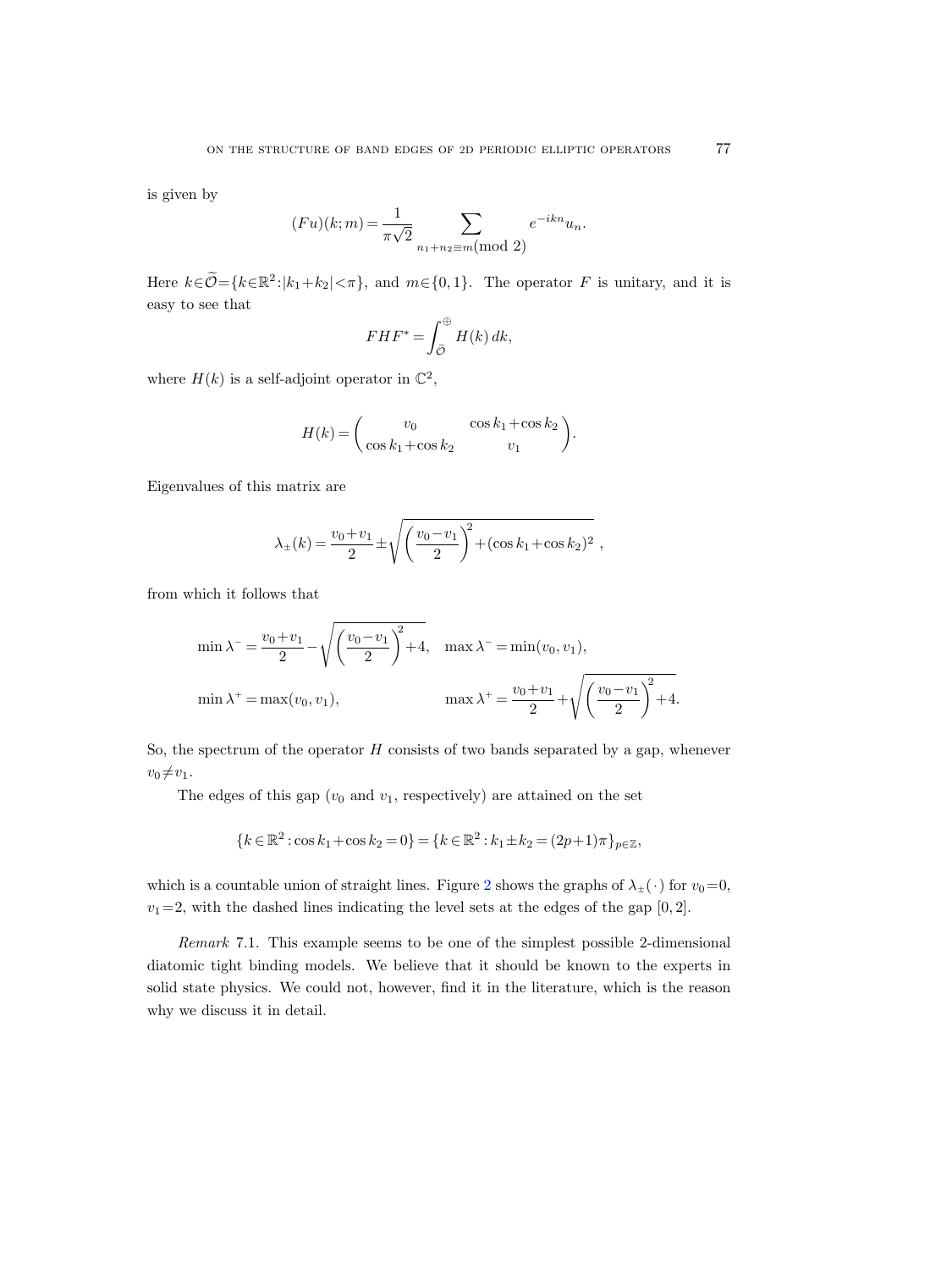is given by

$$
(Fu)(k;m) = \frac{1}{\pi\sqrt{2}} \sum_{n_1+n_2\equiv m \pmod 2} e^{-ikn} u_n.
$$

Here $k \in \widetilde{\mathcal{O}} = \{k \in \mathbb{R}^2 : |k_1+k_2| < \pi\}$, and $m \in \{0,1\}$. The operator $F$ is unitary, and it is easy to see that

$$
FHF^* = \int_{\widetilde{\mathcal{O}}}^{\oplus} H(k)\, dk,
$$

where $H(k)$ is a self-adjoint operator in $\mathbb{C}^2$,

$$
H(k) = \begin{pmatrix} v_0 & \cos k_1 + \cos k_2 \\ \cos k_1 + \cos k_2 & v_1 \end{pmatrix}.
$$

Eigenvalues of this matrix are

$$
\lambda_{\pm}(k) = \frac{v_0+v_1}{2} \pm \sqrt{\left(\frac{v_0-v_1}{2}\right)^2 + (\cos k_1 + \cos k_2)^2}\ ,
$$

from which it follows that

$$
\begin{aligned}
\min \lambda^- &= \frac{v_0+v_1}{2} - \sqrt{\left(\frac{v_0-v_1}{2}\right)^2 + 4}, \quad & \max \lambda^- &= \min(v_0, v_1), \\
\min \lambda^+ &= \max(v_0, v_1), & \max \lambda^+ &= \frac{v_0+v_1}{2} + \sqrt{\left(\frac{v_0-v_1}{2}\right)^2 + 4}.
\end{aligned}
$$

So, the spectrum of the operator $H$ consists of two bands separated by a gap, whenever $v_0 \neq v_1$.

The edges of this gap ($v_0$ and $v_1$, respectively) are attained on the set

$$
\{k \in \mathbb{R}^2 : \cos k_1 + \cos k_2 = 0\} = \{k \in \mathbb{R}^2 : k_1 \pm k_2 = (2p+1)\pi\}_{p \in \mathbb{Z}},
$$

which is a countable union of straight lines. Figure 2 shows the graphs of $\lambda_{\pm}(\cdot)$ for $v_0 = 0$, $v_1 = 2$, with the dashed lines indicating the level sets at the edges of the gap $[0,2]$.

*Remark* 7.1. This example seems to be one of the simplest possible 2-dimensional diatomic tight binding models. We believe that it should be known to the experts in solid state physics. We could not, however, find it in the literature, which is the reason why we discuss it in detail.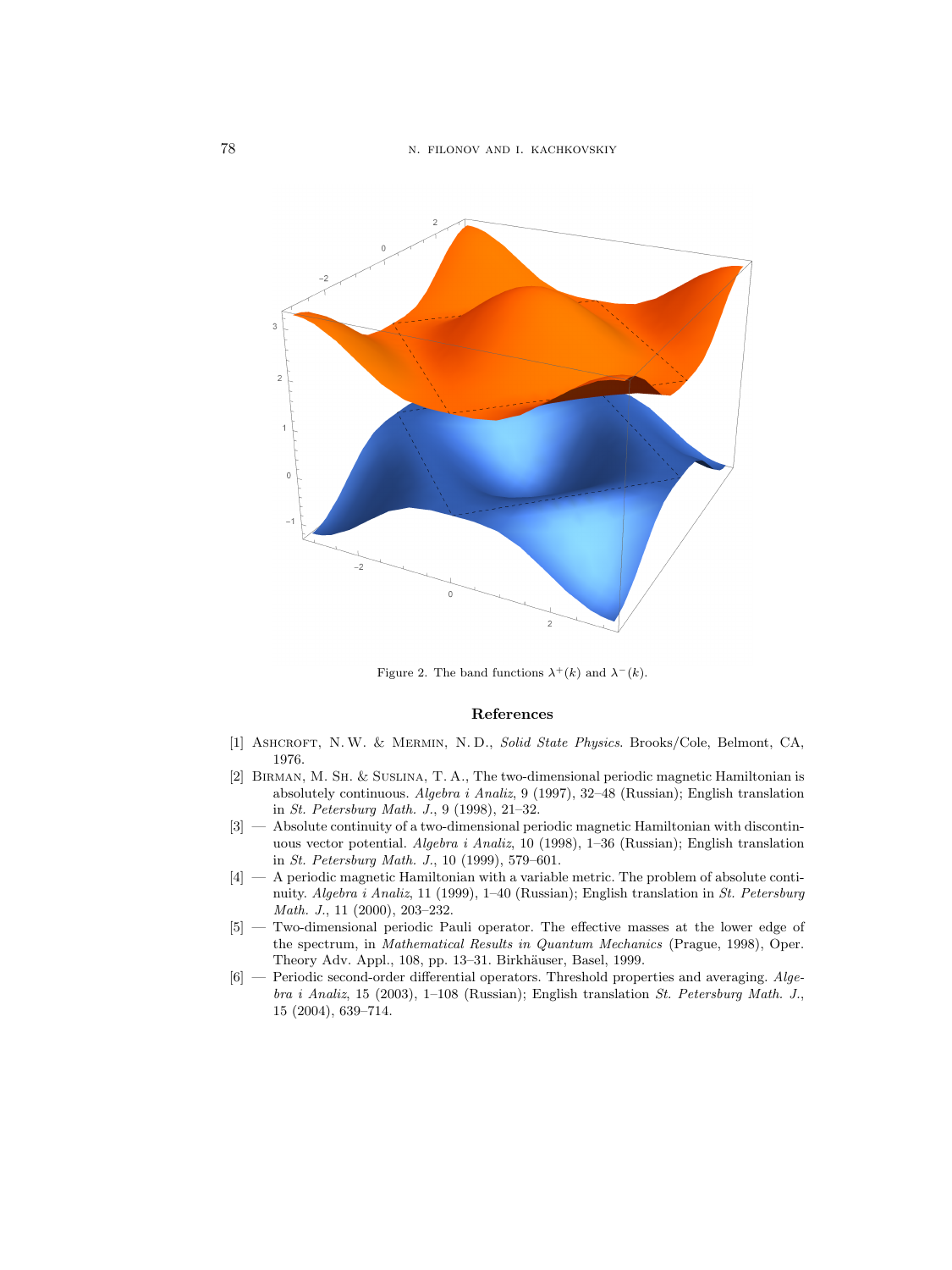Figure 2. The band functions $\lambda^+(k)$ and $\lambda^-(k)$.

## References

[1] Ashcroft, N. W. & Mermin, N. D., *Solid State Physics*. Brooks/Cole, Belmont, CA, 1976.

[2] Birman, M. Sh. & Suslina, T. A., The two-dimensional periodic magnetic Hamiltonian is absolutely continuous. *Algebra i Analiz*, 9 (1997), 32–48 (Russian); English translation in *St. Petersburg Math. J.*, 9 (1998), 21–32.

[3] — Absolute continuity of a two-dimensional periodic magnetic Hamiltonian with discontinuous vector potential. *Algebra i Analiz*, 10 (1998), 1–36 (Russian); English translation in *St. Petersburg Math. J.*, 10 (1999), 579–601.

[4] — A periodic magnetic Hamiltonian with a variable metric. The problem of absolute continuity. *Algebra i Analiz*, 11 (1999), 1–40 (Russian); English translation in *St. Petersburg Math. J.*, 11 (2000), 203–232.

[5] — Two-dimensional periodic Pauli operator. The effective masses at the lower edge of the spectrum, in *Mathematical Results in Quantum Mechanics* (Prague, 1998), Oper. Theory Adv. Appl., 108, pp. 13–31. Birkhäuser, Basel, 1999.

[6] — Periodic second-order differential operators. Threshold properties and averaging. *Algebra i Analiz*, 15 (2003), 1–108 (Russian); English translation *St. Petersburg Math. J.*, 15 (2004), 639–714.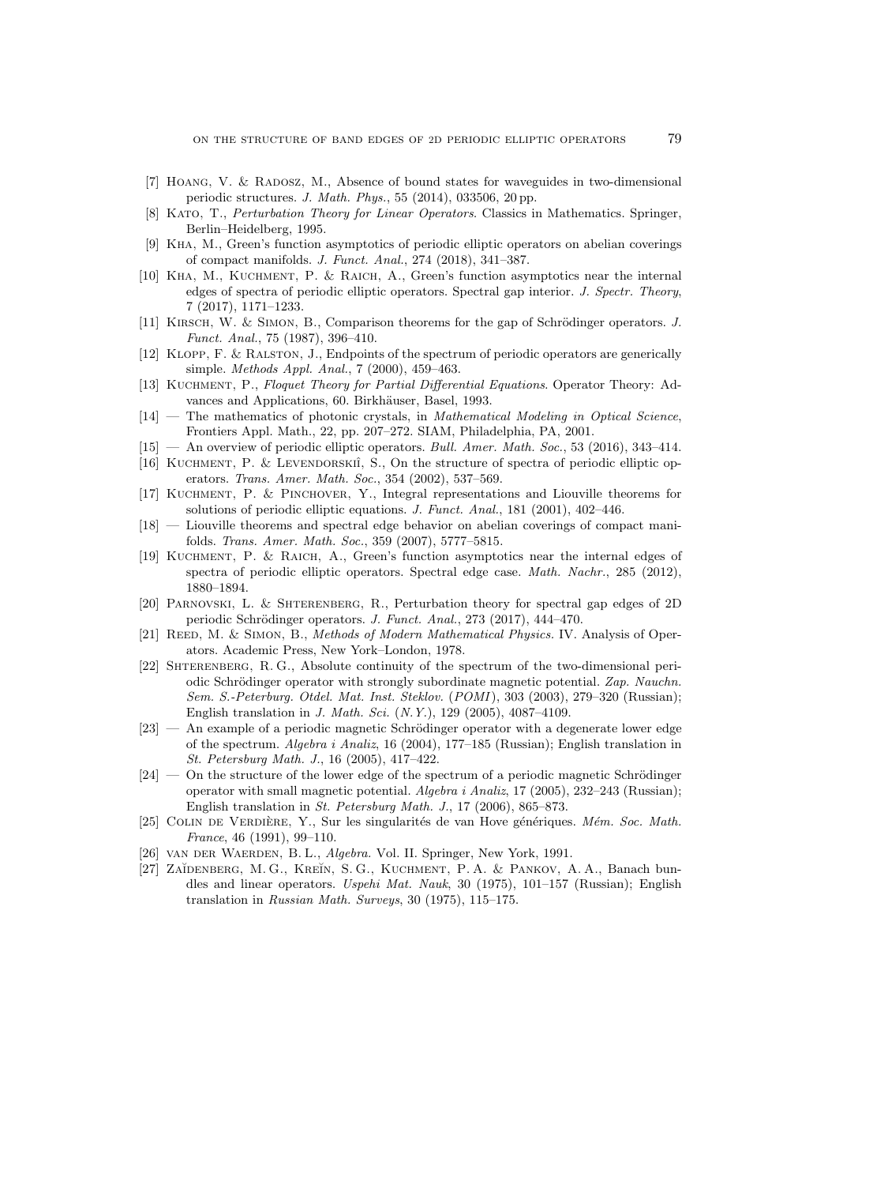- [7] Hoang, V. & Radosz, M., Absence of bound states for waveguides in two-dimensional periodic structures. *J. Math. Phys.*, 55 (2014), 033506, 20 pp.
- [8] Kato, T., *Perturbation Theory for Linear Operators*. Classics in Mathematics. Springer, Berlin–Heidelberg, 1995.
- [9] Kha, M., Green's function asymptotics of periodic elliptic operators on abelian coverings of compact manifolds. *J. Funct. Anal.*, 274 (2018), 341–387.
- [10] Kha, M., Kuchment, P. & Raich, A., Green's function asymptotics near the internal edges of spectra of periodic elliptic operators. Spectral gap interior. *J. Spectr. Theory*, 7 (2017), 1171–1233.
- [11] Kirsch, W. & Simon, B., Comparison theorems for the gap of Schrödinger operators. *J. Funct. Anal.*, 75 (1987), 396–410.
- [12] Klopp, F. & Ralston, J., Endpoints of the spectrum of periodic operators are generically simple. *Methods Appl. Anal.*, 7 (2000), 459–463.
- [13] Kuchment, P., *Floquet Theory for Partial Differential Equations*. Operator Theory: Advances and Applications, 60. Birkhäuser, Basel, 1993.
- [14] — The mathematics of photonic crystals, in *Mathematical Modeling in Optical Science*, Frontiers Appl. Math., 22, pp. 207–272. SIAM, Philadelphia, PA, 2001.
- [15] — An overview of periodic elliptic operators. *Bull. Amer. Math. Soc.*, 53 (2016), 343–414.
- [16] Kuchment, P. & Levendorskiî, S., On the structure of spectra of periodic elliptic operators. *Trans. Amer. Math. Soc.*, 354 (2002), 537–569.
- [17] Kuchment, P. & Pinchover, Y., Integral representations and Liouville theorems for solutions of periodic elliptic equations. *J. Funct. Anal.*, 181 (2001), 402–446.
- [18] — Liouville theorems and spectral edge behavior on abelian coverings of compact manifolds. *Trans. Amer. Math. Soc.*, 359 (2007), 5777–5815.
- [19] Kuchment, P. & Raich, A., Green's function asymptotics near the internal edges of spectra of periodic elliptic operators. Spectral edge case. *Math. Nachr.*, 285 (2012), 1880–1894.
- [20] Parnovski, L. & Shterenberg, R., Perturbation theory for spectral gap edges of 2D periodic Schrödinger operators. *J. Funct. Anal.*, 273 (2017), 444–470.
- [21] Reed, M. & Simon, B., *Methods of Modern Mathematical Physics.* IV. Analysis of Operators. Academic Press, New York–London, 1978.
- [22] Shterenberg, R. G., Absolute continuity of the spectrum of the two-dimensional periodic Schrödinger operator with strongly subordinate magnetic potential. *Zap. Nauchn. Sem. S.-Peterburg. Otdel. Mat. Inst. Steklov.* (*POMI*), 303 (2003), 279–320 (Russian); English translation in *J. Math. Sci.* (*N.Y.*), 129 (2005), 4087–4109.
- [23] — An example of a periodic magnetic Schrödinger operator with a degenerate lower edge of the spectrum. *Algebra i Analiz*, 16 (2004), 177–185 (Russian); English translation in *St. Petersburg Math. J.*, 16 (2005), 417–422.
- [24] — On the structure of the lower edge of the spectrum of a periodic magnetic Schrödinger operator with small magnetic potential. *Algebra i Analiz*, 17 (2005), 232–243 (Russian); English translation in *St. Petersburg Math. J.*, 17 (2006), 865–873.
- [25] Colin de Verdière, Y., Sur les singularités de van Hove génériques. *Mém. Soc. Math. France*, 46 (1991), 99–110.
- [26] van der Waerden, B. L., *Algebra.* Vol. II. Springer, New York, 1991.
- [27] Zaĭdenberg, M. G., Kreĭn, S. G., Kuchment, P. A. & Pankov, A. A., Banach bundles and linear operators. *Uspehi Mat. Nauk*, 30 (1975), 101–157 (Russian); English translation in *Russian Math. Surveys*, 30 (1975), 115–175.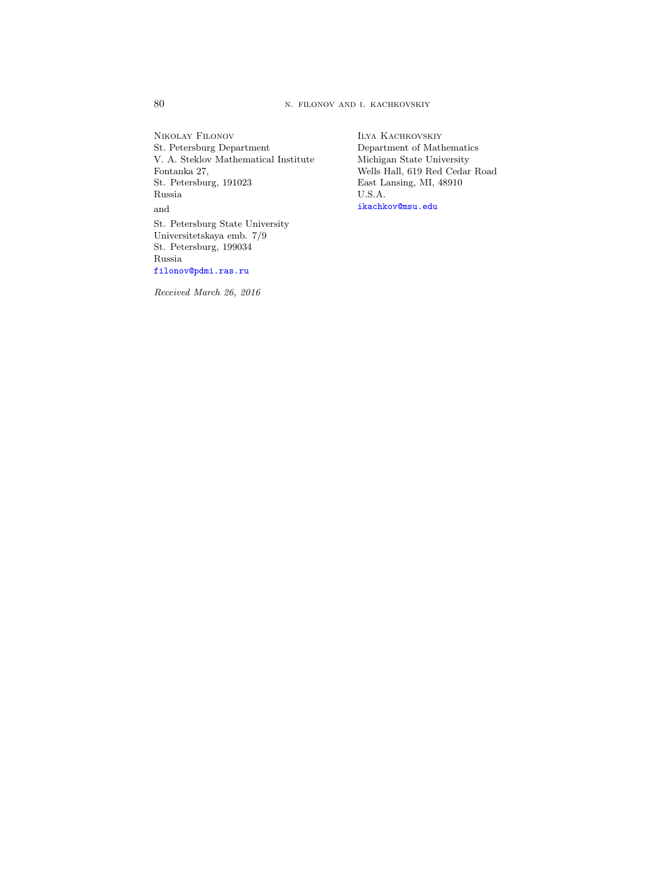Nikolay Filonov
St. Petersburg Department
V. A. Steklov Mathematical Institute
Fontanka 27,
St. Petersburg, 191023
Russia

and

St. Petersburg State University
Universitetskaya emb. 7/9
St. Petersburg, 199034
Russia
filonov@pdmi.ras.ru

Ilya Kachkovskiy
Department of Mathematics
Michigan State University
Wells Hall, 619 Red Cedar Road
East Lansing, MI, 48910
U.S.A.
ikachkov@msu.edu

*Received March 26, 2016*